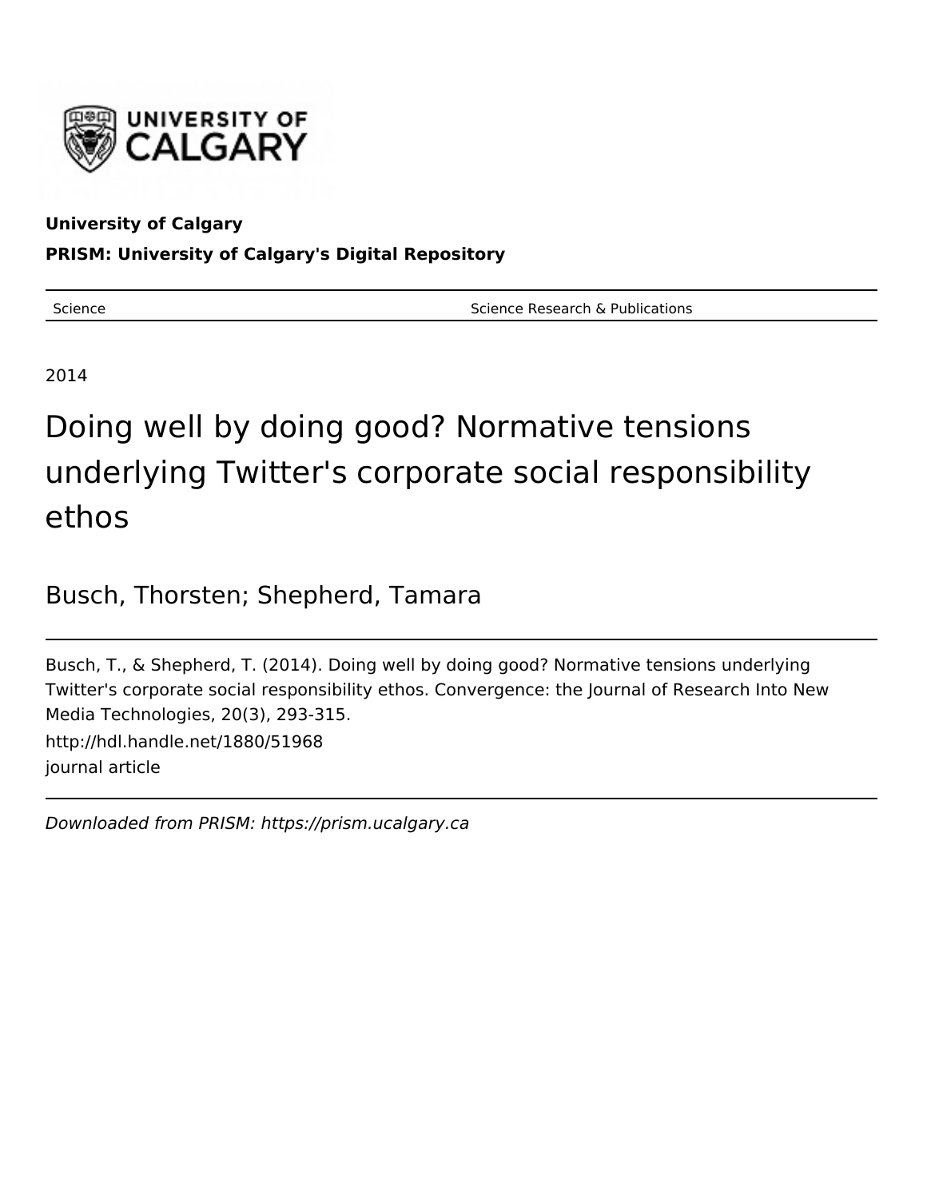**University of Calgary**

**PRISM: University of Calgary's Digital Repository**

| Science | Science Research & Publications |
| --- | --- |

2014

# Doing well by doing good? Normative tensions underlying Twitter's corporate social responsibility ethos

Busch, Thorsten; Shepherd, Tamara

---

Busch, T., & Shepherd, T. (2014). Doing well by doing good? Normative tensions underlying Twitter's corporate social responsibility ethos. Convergence: the Journal of Research Into New Media Technologies, 20(3), 293-315.

http://hdl.handle.net/1880/51968

journal article

---

*Downloaded from PRISM: https://prism.ucalgary.ca*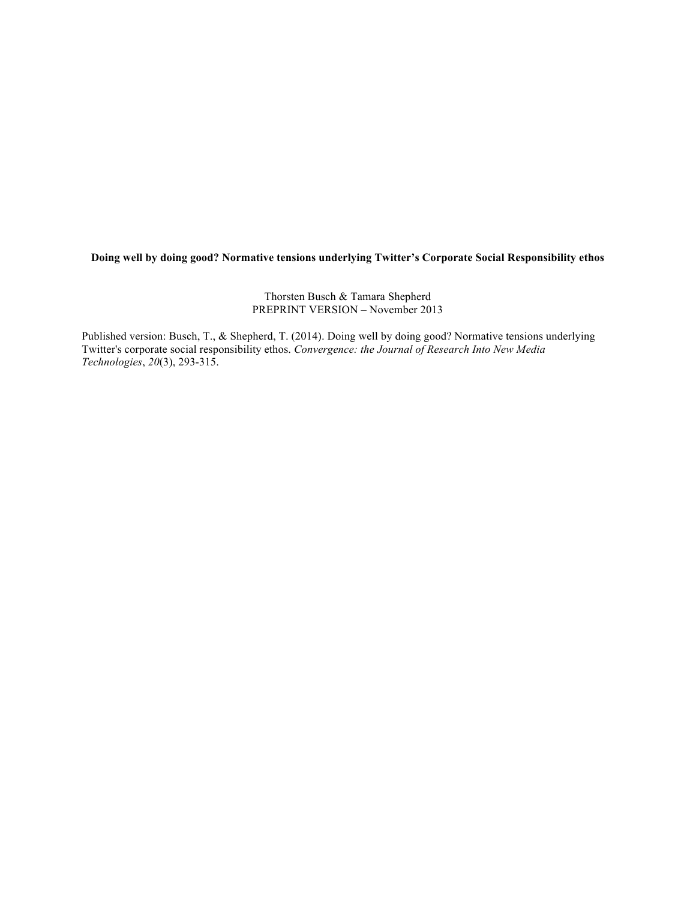**Doing well by doing good? Normative tensions underlying Twitter's Corporate Social Responsibility ethos**

Thorsten Busch & Tamara Shepherd
PREPRINT VERSION – November 2013

Published version: Busch, T., & Shepherd, T. (2014). Doing well by doing good? Normative tensions underlying Twitter's corporate social responsibility ethos. *Convergence: the Journal of Research Into New Media Technologies*, *20*(3), 293-315.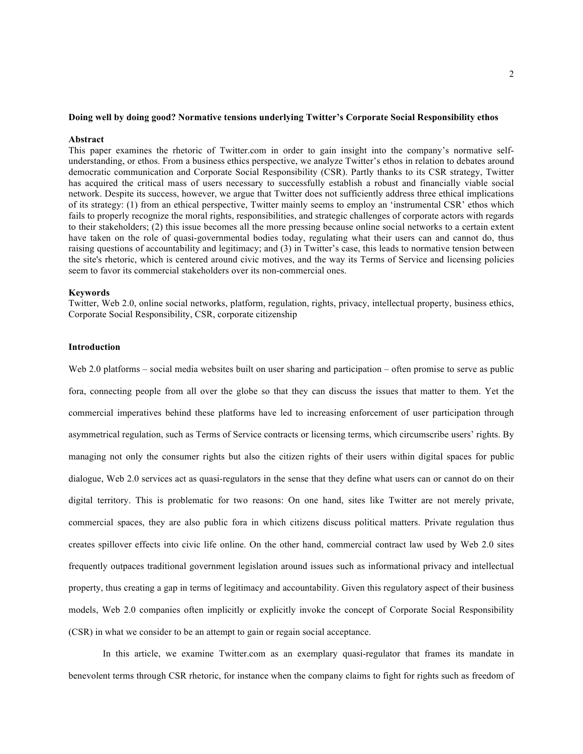**Doing well by doing good? Normative tensions underlying Twitter's Corporate Social Responsibility ethos**

**Abstract**

This paper examines the rhetoric of Twitter.com in order to gain insight into the company's normative self-understanding, or ethos. From a business ethics perspective, we analyze Twitter's ethos in relation to debates around democratic communication and Corporate Social Responsibility (CSR). Partly thanks to its CSR strategy, Twitter has acquired the critical mass of users necessary to successfully establish a robust and financially viable social network. Despite its success, however, we argue that Twitter does not sufficiently address three ethical implications of its strategy: (1) from an ethical perspective, Twitter mainly seems to employ an 'instrumental CSR' ethos which fails to properly recognize the moral rights, responsibilities, and strategic challenges of corporate actors with regards to their stakeholders; (2) this issue becomes all the more pressing because online social networks to a certain extent have taken on the role of quasi-governmental bodies today, regulating what their users can and cannot do, thus raising questions of accountability and legitimacy; and (3) in Twitter's case, this leads to normative tension between the site's rhetoric, which is centered around civic motives, and the way its Terms of Service and licensing policies seem to favor its commercial stakeholders over its non-commercial ones.

**Keywords**

Twitter, Web 2.0, online social networks, platform, regulation, rights, privacy, intellectual property, business ethics, Corporate Social Responsibility, CSR, corporate citizenship

## Introduction

Web 2.0 platforms – social media websites built on user sharing and participation – often promise to serve as public fora, connecting people from all over the globe so that they can discuss the issues that matter to them. Yet the commercial imperatives behind these platforms have led to increasing enforcement of user participation through asymmetrical regulation, such as Terms of Service contracts or licensing terms, which circumscribe users' rights. By managing not only the consumer rights but also the citizen rights of their users within digital spaces for public dialogue, Web 2.0 services act as quasi-regulators in the sense that they define what users can or cannot do on their digital territory. This is problematic for two reasons: On one hand, sites like Twitter are not merely private, commercial spaces, they are also public fora in which citizens discuss political matters. Private regulation thus creates spillover effects into civic life online. On the other hand, commercial contract law used by Web 2.0 sites frequently outpaces traditional government legislation around issues such as informational privacy and intellectual property, thus creating a gap in terms of legitimacy and accountability. Given this regulatory aspect of their business models, Web 2.0 companies often implicitly or explicitly invoke the concept of Corporate Social Responsibility (CSR) in what we consider to be an attempt to gain or regain social acceptance.

In this article, we examine Twitter.com as an exemplary quasi-regulator that frames its mandate in benevolent terms through CSR rhetoric, for instance when the company claims to fight for rights such as freedom of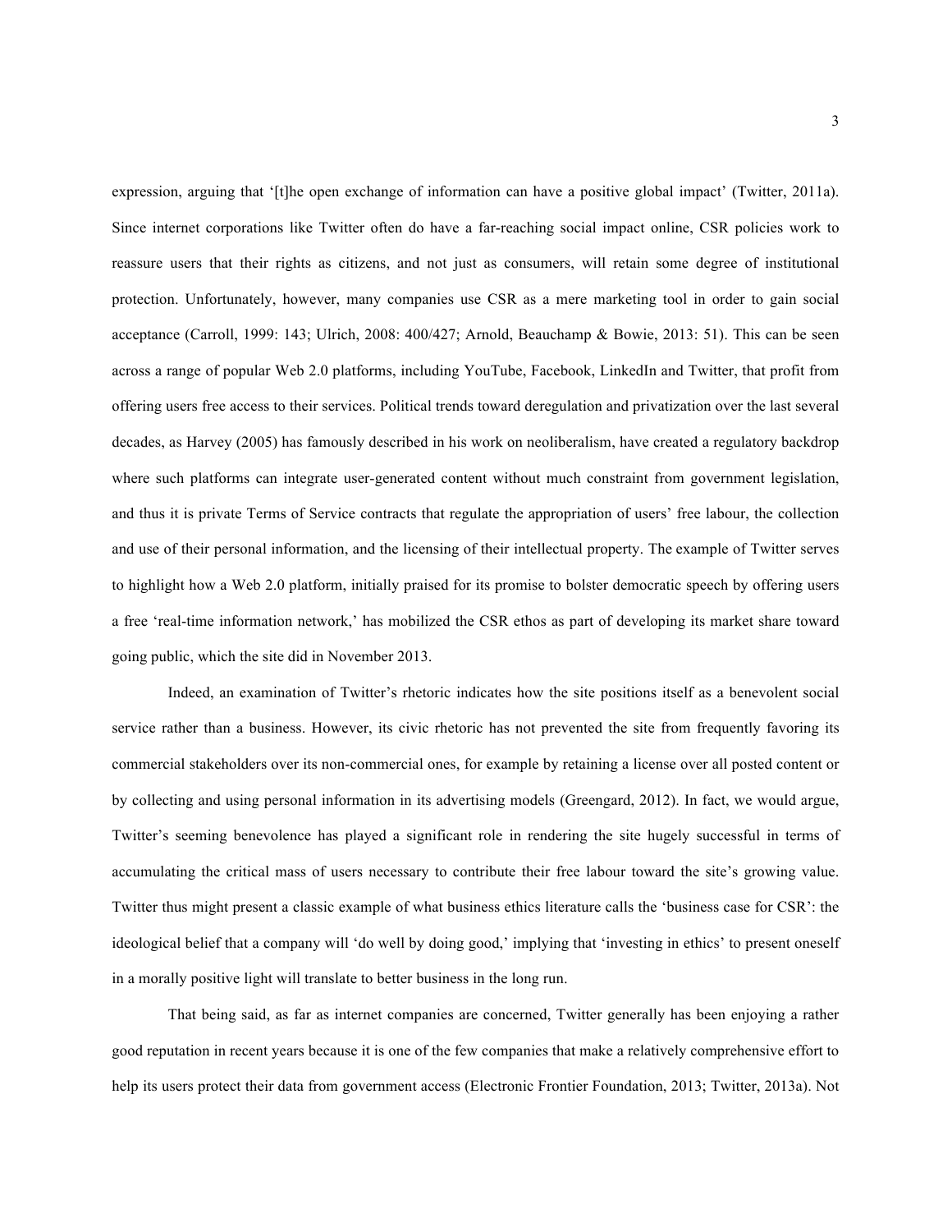expression, arguing that '[t]he open exchange of information can have a positive global impact' (Twitter, 2011a). Since internet corporations like Twitter often do have a far-reaching social impact online, CSR policies work to reassure users that their rights as citizens, and not just as consumers, will retain some degree of institutional protection. Unfortunately, however, many companies use CSR as a mere marketing tool in order to gain social acceptance (Carroll, 1999: 143; Ulrich, 2008: 400/427; Arnold, Beauchamp & Bowie, 2013: 51). This can be seen across a range of popular Web 2.0 platforms, including YouTube, Facebook, LinkedIn and Twitter, that profit from offering users free access to their services. Political trends toward deregulation and privatization over the last several decades, as Harvey (2005) has famously described in his work on neoliberalism, have created a regulatory backdrop where such platforms can integrate user-generated content without much constraint from government legislation, and thus it is private Terms of Service contracts that regulate the appropriation of users' free labour, the collection and use of their personal information, and the licensing of their intellectual property. The example of Twitter serves to highlight how a Web 2.0 platform, initially praised for its promise to bolster democratic speech by offering users a free 'real-time information network,' has mobilized the CSR ethos as part of developing its market share toward going public, which the site did in November 2013.

Indeed, an examination of Twitter's rhetoric indicates how the site positions itself as a benevolent social service rather than a business. However, its civic rhetoric has not prevented the site from frequently favoring its commercial stakeholders over its non-commercial ones, for example by retaining a license over all posted content or by collecting and using personal information in its advertising models (Greengard, 2012). In fact, we would argue, Twitter's seeming benevolence has played a significant role in rendering the site hugely successful in terms of accumulating the critical mass of users necessary to contribute their free labour toward the site's growing value. Twitter thus might present a classic example of what business ethics literature calls the 'business case for CSR': the ideological belief that a company will 'do well by doing good,' implying that 'investing in ethics' to present oneself in a morally positive light will translate to better business in the long run.

That being said, as far as internet companies are concerned, Twitter generally has been enjoying a rather good reputation in recent years because it is one of the few companies that make a relatively comprehensive effort to help its users protect their data from government access (Electronic Frontier Foundation, 2013; Twitter, 2013a). Not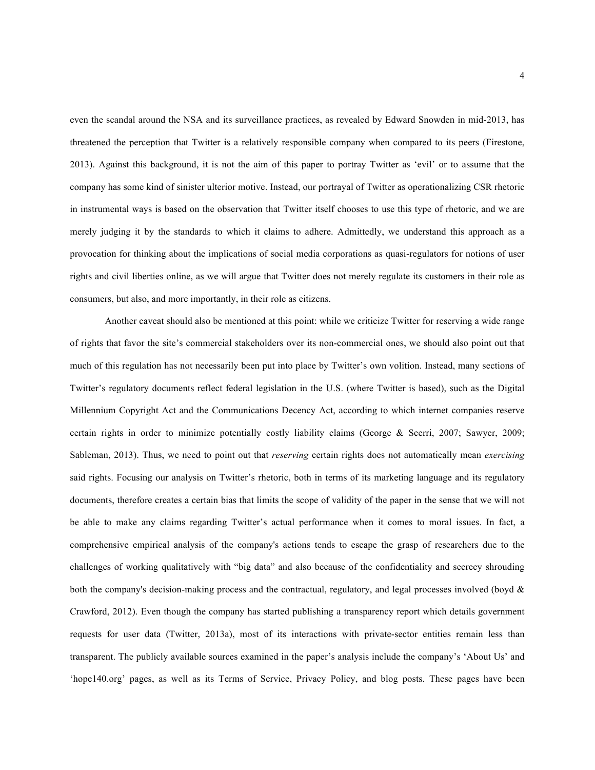even the scandal around the NSA and its surveillance practices, as revealed by Edward Snowden in mid-2013, has threatened the perception that Twitter is a relatively responsible company when compared to its peers (Firestone, 2013). Against this background, it is not the aim of this paper to portray Twitter as 'evil' or to assume that the company has some kind of sinister ulterior motive. Instead, our portrayal of Twitter as operationalizing CSR rhetoric in instrumental ways is based on the observation that Twitter itself chooses to use this type of rhetoric, and we are merely judging it by the standards to which it claims to adhere. Admittedly, we understand this approach as a provocation for thinking about the implications of social media corporations as quasi-regulators for notions of user rights and civil liberties online, as we will argue that Twitter does not merely regulate its customers in their role as consumers, but also, and more importantly, in their role as citizens.

Another caveat should also be mentioned at this point: while we criticize Twitter for reserving a wide range of rights that favor the site's commercial stakeholders over its non-commercial ones, we should also point out that much of this regulation has not necessarily been put into place by Twitter's own volition. Instead, many sections of Twitter's regulatory documents reflect federal legislation in the U.S. (where Twitter is based), such as the Digital Millennium Copyright Act and the Communications Decency Act, according to which internet companies reserve certain rights in order to minimize potentially costly liability claims (George & Scerri, 2007; Sawyer, 2009; Sableman, 2013). Thus, we need to point out that *reserving* certain rights does not automatically mean *exercising* said rights. Focusing our analysis on Twitter's rhetoric, both in terms of its marketing language and its regulatory documents, therefore creates a certain bias that limits the scope of validity of the paper in the sense that we will not be able to make any claims regarding Twitter's actual performance when it comes to moral issues. In fact, a comprehensive empirical analysis of the company's actions tends to escape the grasp of researchers due to the challenges of working qualitatively with "big data" and also because of the confidentiality and secrecy shrouding both the company's decision-making process and the contractual, regulatory, and legal processes involved (boyd & Crawford, 2012). Even though the company has started publishing a transparency report which details government requests for user data (Twitter, 2013a), most of its interactions with private-sector entities remain less than transparent. The publicly available sources examined in the paper's analysis include the company's 'About Us' and 'hope140.org' pages, as well as its Terms of Service, Privacy Policy, and blog posts. These pages have been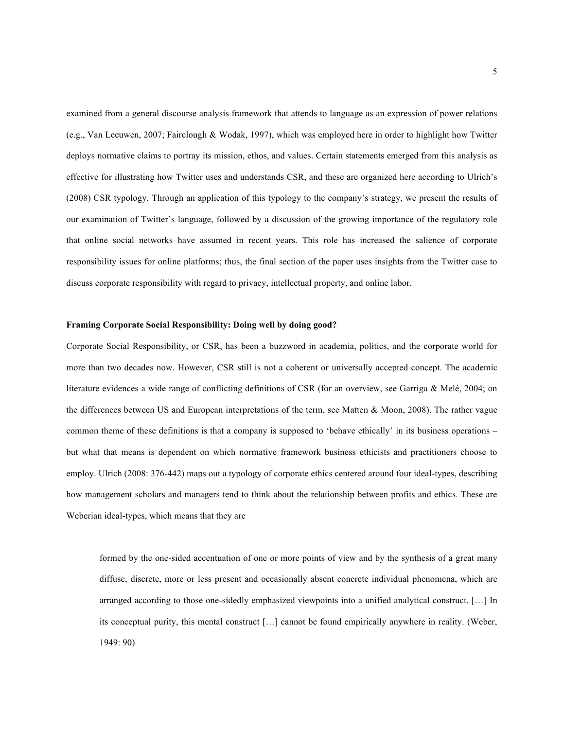examined from a general discourse analysis framework that attends to language as an expression of power relations (e.g., Van Leeuwen, 2007; Fairclough & Wodak, 1997), which was employed here in order to highlight how Twitter deploys normative claims to portray its mission, ethos, and values. Certain statements emerged from this analysis as effective for illustrating how Twitter uses and understands CSR, and these are organized here according to Ulrich's (2008) CSR typology. Through an application of this typology to the company's strategy, we present the results of our examination of Twitter's language, followed by a discussion of the growing importance of the regulatory role that online social networks have assumed in recent years. This role has increased the salience of corporate responsibility issues for online platforms; thus, the final section of the paper uses insights from the Twitter case to discuss corporate responsibility with regard to privacy, intellectual property, and online labor.

**Framing Corporate Social Responsibility: Doing well by doing good?**

Corporate Social Responsibility, or CSR, has been a buzzword in academia, politics, and the corporate world for more than two decades now. However, CSR still is not a coherent or universally accepted concept. The academic literature evidences a wide range of conflicting definitions of CSR (for an overview, see Garriga & Melé, 2004; on the differences between US and European interpretations of the term, see Matten & Moon, 2008). The rather vague common theme of these definitions is that a company is supposed to 'behave ethically' in its business operations – but what that means is dependent on which normative framework business ethicists and practitioners choose to employ. Ulrich (2008: 376-442) maps out a typology of corporate ethics centered around four ideal-types, describing how management scholars and managers tend to think about the relationship between profits and ethics. These are Weberian ideal-types, which means that they are

> formed by the one-sided accentuation of one or more points of view and by the synthesis of a great many diffuse, discrete, more or less present and occasionally absent concrete individual phenomena, which are arranged according to those one-sidedly emphasized viewpoints into a unified analytical construct. […] In its conceptual purity, this mental construct […] cannot be found empirically anywhere in reality. (Weber, 1949: 90)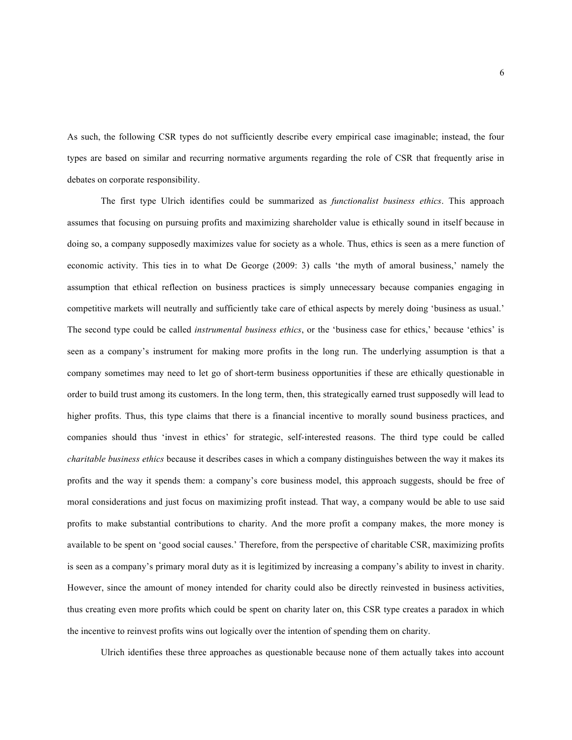As such, the following CSR types do not sufficiently describe every empirical case imaginable; instead, the four types are based on similar and recurring normative arguments regarding the role of CSR that frequently arise in debates on corporate responsibility.

The first type Ulrich identifies could be summarized as *functionalist business ethics*. This approach assumes that focusing on pursuing profits and maximizing shareholder value is ethically sound in itself because in doing so, a company supposedly maximizes value for society as a whole. Thus, ethics is seen as a mere function of economic activity. This ties in to what De George (2009: 3) calls 'the myth of amoral business,' namely the assumption that ethical reflection on business practices is simply unnecessary because companies engaging in competitive markets will neutrally and sufficiently take care of ethical aspects by merely doing 'business as usual.' The second type could be called *instrumental business ethics*, or the 'business case for ethics,' because 'ethics' is seen as a company's instrument for making more profits in the long run. The underlying assumption is that a company sometimes may need to let go of short-term business opportunities if these are ethically questionable in order to build trust among its customers. In the long term, then, this strategically earned trust supposedly will lead to higher profits. Thus, this type claims that there is a financial incentive to morally sound business practices, and companies should thus 'invest in ethics' for strategic, self-interested reasons. The third type could be called *charitable business ethics* because it describes cases in which a company distinguishes between the way it makes its profits and the way it spends them: a company's core business model, this approach suggests, should be free of moral considerations and just focus on maximizing profit instead. That way, a company would be able to use said profits to make substantial contributions to charity. And the more profit a company makes, the more money is available to be spent on 'good social causes.' Therefore, from the perspective of charitable CSR, maximizing profits is seen as a company's primary moral duty as it is legitimized by increasing a company's ability to invest in charity. However, since the amount of money intended for charity could also be directly reinvested in business activities, thus creating even more profits which could be spent on charity later on, this CSR type creates a paradox in which the incentive to reinvest profits wins out logically over the intention of spending them on charity.

Ulrich identifies these three approaches as questionable because none of them actually takes into account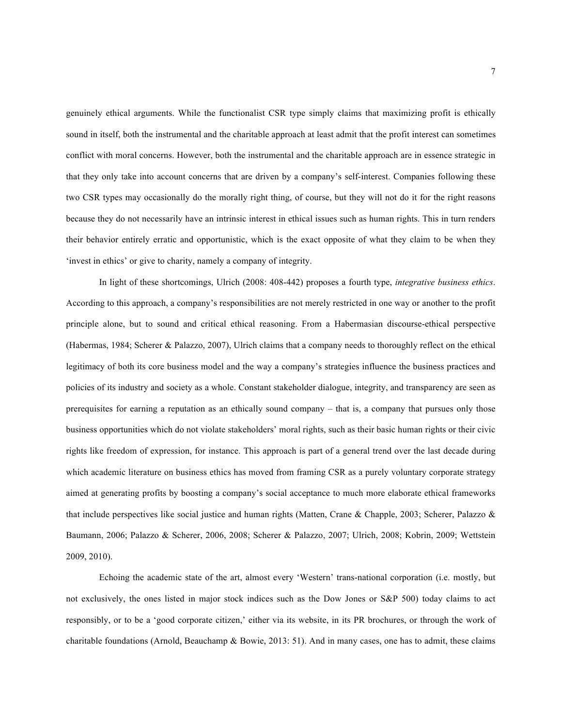genuinely ethical arguments. While the functionalist CSR type simply claims that maximizing profit is ethically sound in itself, both the instrumental and the charitable approach at least admit that the profit interest can sometimes conflict with moral concerns. However, both the instrumental and the charitable approach are in essence strategic in that they only take into account concerns that are driven by a company's self-interest. Companies following these two CSR types may occasionally do the morally right thing, of course, but they will not do it for the right reasons because they do not necessarily have an intrinsic interest in ethical issues such as human rights. This in turn renders their behavior entirely erratic and opportunistic, which is the exact opposite of what they claim to be when they 'invest in ethics' or give to charity, namely a company of integrity.

In light of these shortcomings, Ulrich (2008: 408-442) proposes a fourth type, *integrative business ethics*. According to this approach, a company's responsibilities are not merely restricted in one way or another to the profit principle alone, but to sound and critical ethical reasoning. From a Habermasian discourse-ethical perspective (Habermas, 1984; Scherer & Palazzo, 2007), Ulrich claims that a company needs to thoroughly reflect on the ethical legitimacy of both its core business model and the way a company's strategies influence the business practices and policies of its industry and society as a whole. Constant stakeholder dialogue, integrity, and transparency are seen as prerequisites for earning a reputation as an ethically sound company – that is, a company that pursues only those business opportunities which do not violate stakeholders' moral rights, such as their basic human rights or their civic rights like freedom of expression, for instance. This approach is part of a general trend over the last decade during which academic literature on business ethics has moved from framing CSR as a purely voluntary corporate strategy aimed at generating profits by boosting a company's social acceptance to much more elaborate ethical frameworks that include perspectives like social justice and human rights (Matten, Crane & Chapple, 2003; Scherer, Palazzo & Baumann, 2006; Palazzo & Scherer, 2006, 2008; Scherer & Palazzo, 2007; Ulrich, 2008; Kobrin, 2009; Wettstein 2009, 2010).

Echoing the academic state of the art, almost every 'Western' trans-national corporation (i.e. mostly, but not exclusively, the ones listed in major stock indices such as the Dow Jones or S&P 500) today claims to act responsibly, or to be a 'good corporate citizen,' either via its website, in its PR brochures, or through the work of charitable foundations (Arnold, Beauchamp & Bowie, 2013: 51). And in many cases, one has to admit, these claims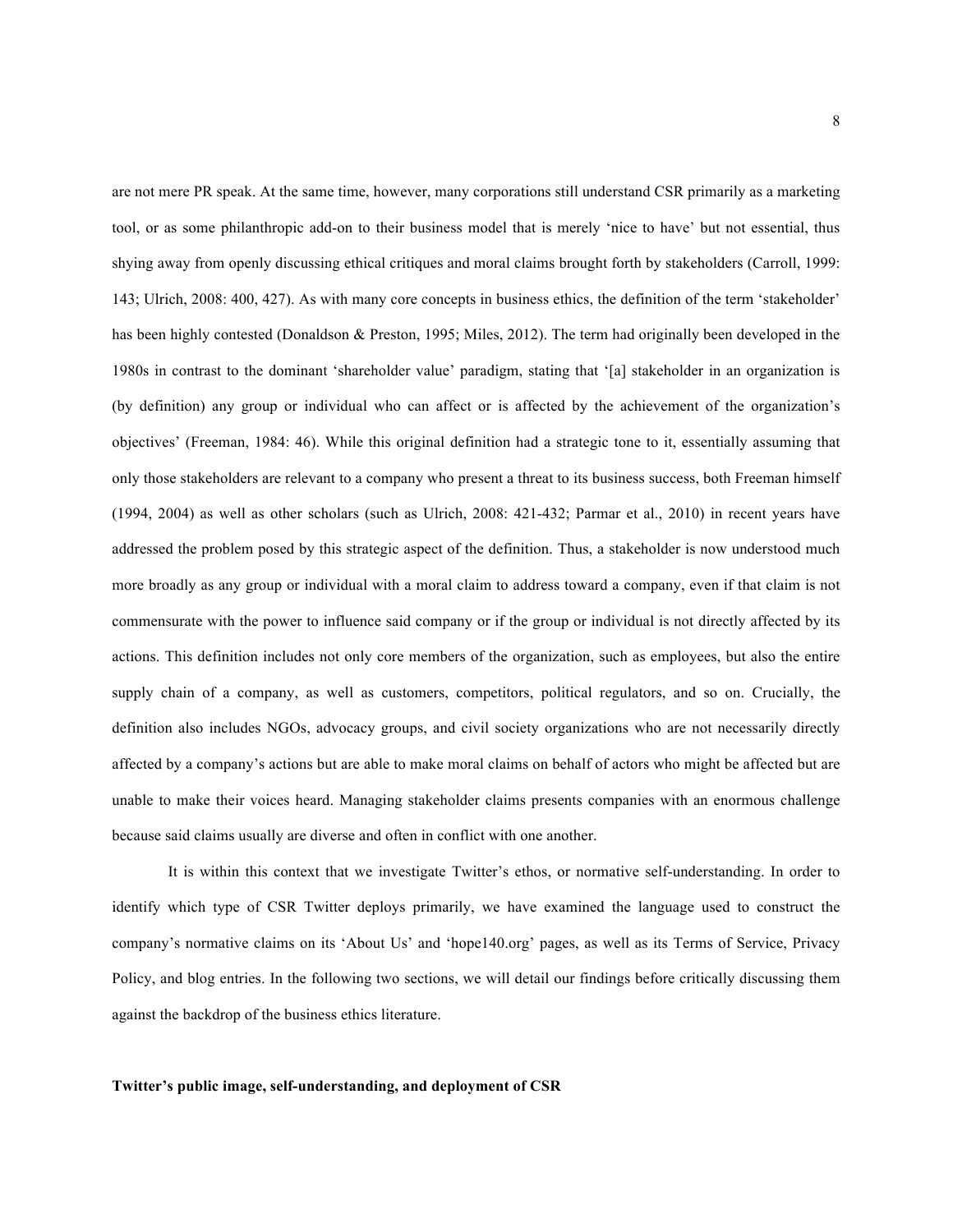are not mere PR speak. At the same time, however, many corporations still understand CSR primarily as a marketing tool, or as some philanthropic add-on to their business model that is merely 'nice to have' but not essential, thus shying away from openly discussing ethical critiques and moral claims brought forth by stakeholders (Carroll, 1999: 143; Ulrich, 2008: 400, 427). As with many core concepts in business ethics, the definition of the term 'stakeholder' has been highly contested (Donaldson & Preston, 1995; Miles, 2012). The term had originally been developed in the 1980s in contrast to the dominant 'shareholder value' paradigm, stating that '[a] stakeholder in an organization is (by definition) any group or individual who can affect or is affected by the achievement of the organization's objectives' (Freeman, 1984: 46). While this original definition had a strategic tone to it, essentially assuming that only those stakeholders are relevant to a company who present a threat to its business success, both Freeman himself (1994, 2004) as well as other scholars (such as Ulrich, 2008: 421-432; Parmar et al., 2010) in recent years have addressed the problem posed by this strategic aspect of the definition. Thus, a stakeholder is now understood much more broadly as any group or individual with a moral claim to address toward a company, even if that claim is not commensurate with the power to influence said company or if the group or individual is not directly affected by its actions. This definition includes not only core members of the organization, such as employees, but also the entire supply chain of a company, as well as customers, competitors, political regulators, and so on. Crucially, the definition also includes NGOs, advocacy groups, and civil society organizations who are not necessarily directly affected by a company's actions but are able to make moral claims on behalf of actors who might be affected but are unable to make their voices heard. Managing stakeholder claims presents companies with an enormous challenge because said claims usually are diverse and often in conflict with one another.

It is within this context that we investigate Twitter's ethos, or normative self-understanding. In order to identify which type of CSR Twitter deploys primarily, we have examined the language used to construct the company's normative claims on its 'About Us' and 'hope140.org' pages, as well as its Terms of Service, Privacy Policy, and blog entries. In the following two sections, we will detail our findings before critically discussing them against the backdrop of the business ethics literature.

## Twitter's public image, self-understanding, and deployment of CSR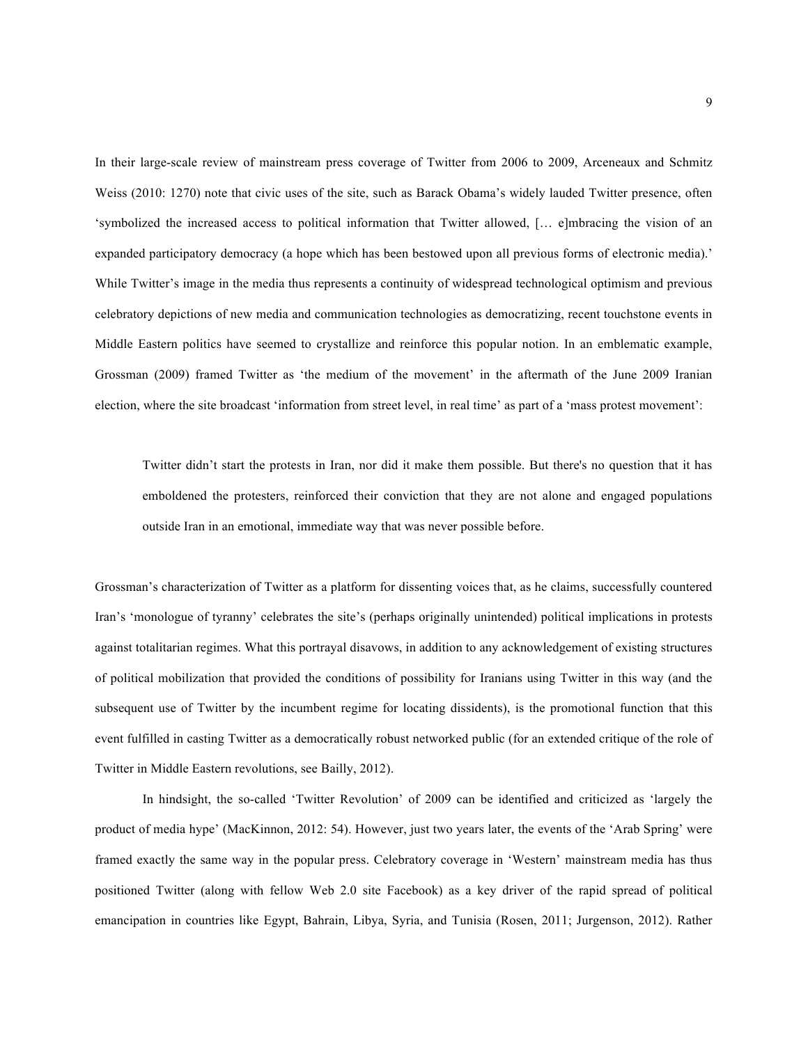In their large-scale review of mainstream press coverage of Twitter from 2006 to 2009, Arceneaux and Schmitz Weiss (2010: 1270) note that civic uses of the site, such as Barack Obama's widely lauded Twitter presence, often 'symbolized the increased access to political information that Twitter allowed, [… e]mbracing the vision of an expanded participatory democracy (a hope which has been bestowed upon all previous forms of electronic media).' While Twitter's image in the media thus represents a continuity of widespread technological optimism and previous celebratory depictions of new media and communication technologies as democratizing, recent touchstone events in Middle Eastern politics have seemed to crystallize and reinforce this popular notion. In an emblematic example, Grossman (2009) framed Twitter as 'the medium of the movement' in the aftermath of the June 2009 Iranian election, where the site broadcast 'information from street level, in real time' as part of a 'mass protest movement':

> Twitter didn't start the protests in Iran, nor did it make them possible. But there's no question that it has emboldened the protesters, reinforced their conviction that they are not alone and engaged populations outside Iran in an emotional, immediate way that was never possible before.

Grossman's characterization of Twitter as a platform for dissenting voices that, as he claims, successfully countered Iran's 'monologue of tyranny' celebrates the site's (perhaps originally unintended) political implications in protests against totalitarian regimes. What this portrayal disavows, in addition to any acknowledgement of existing structures of political mobilization that provided the conditions of possibility for Iranians using Twitter in this way (and the subsequent use of Twitter by the incumbent regime for locating dissidents), is the promotional function that this event fulfilled in casting Twitter as a democratically robust networked public (for an extended critique of the role of Twitter in Middle Eastern revolutions, see Bailly, 2012).

In hindsight, the so-called 'Twitter Revolution' of 2009 can be identified and criticized as 'largely the product of media hype' (MacKinnon, 2012: 54). However, just two years later, the events of the 'Arab Spring' were framed exactly the same way in the popular press. Celebratory coverage in 'Western' mainstream media has thus positioned Twitter (along with fellow Web 2.0 site Facebook) as a key driver of the rapid spread of political emancipation in countries like Egypt, Bahrain, Libya, Syria, and Tunisia (Rosen, 2011; Jurgenson, 2012). Rather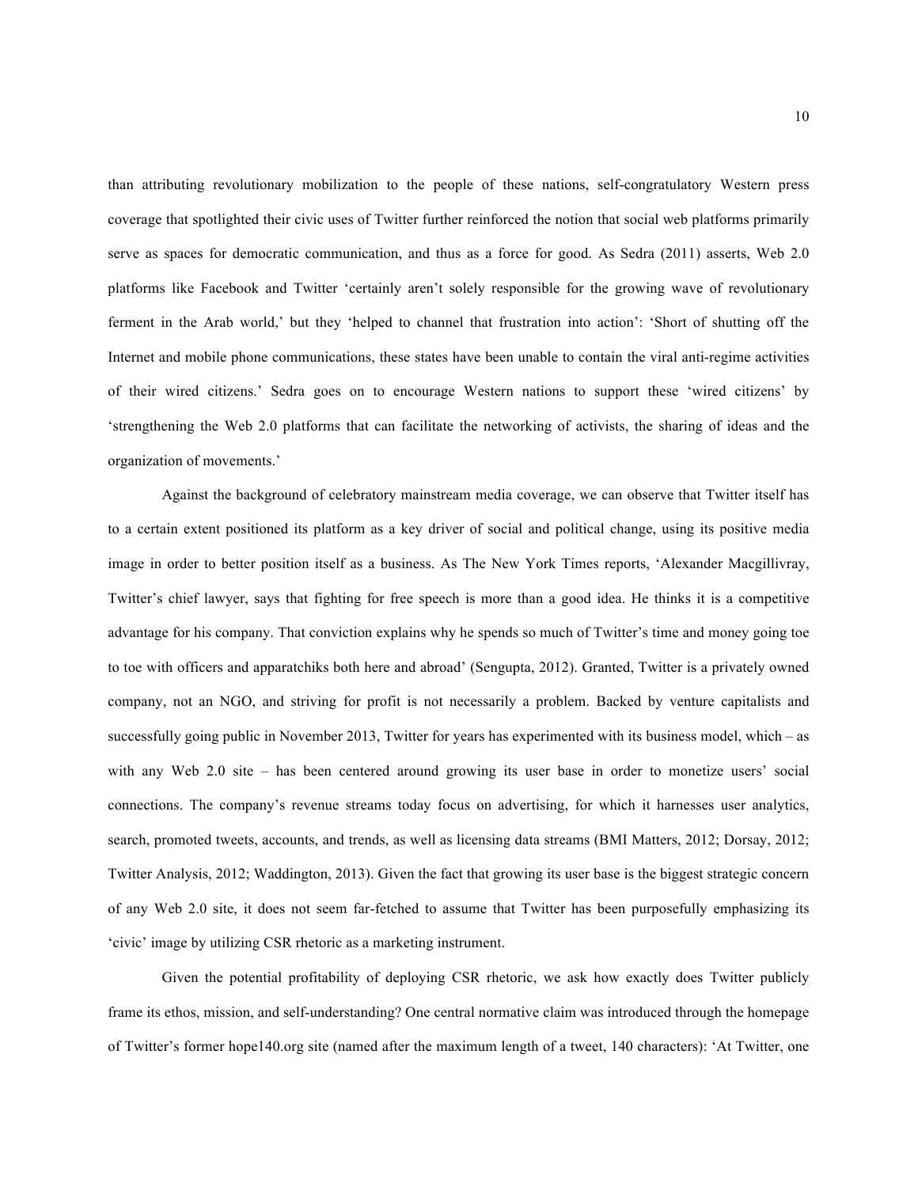than attributing revolutionary mobilization to the people of these nations, self-congratulatory Western press coverage that spotlighted their civic uses of Twitter further reinforced the notion that social web platforms primarily serve as spaces for democratic communication, and thus as a force for good. As Sedra (2011) asserts, Web 2.0 platforms like Facebook and Twitter 'certainly aren't solely responsible for the growing wave of revolutionary ferment in the Arab world,' but they 'helped to channel that frustration into action': 'Short of shutting off the Internet and mobile phone communications, these states have been unable to contain the viral anti-regime activities of their wired citizens.' Sedra goes on to encourage Western nations to support these 'wired citizens' by 'strengthening the Web 2.0 platforms that can facilitate the networking of activists, the sharing of ideas and the organization of movements.'

Against the background of celebratory mainstream media coverage, we can observe that Twitter itself has to a certain extent positioned its platform as a key driver of social and political change, using its positive media image in order to better position itself as a business. As The New York Times reports, 'Alexander Macgillivray, Twitter's chief lawyer, says that fighting for free speech is more than a good idea. He thinks it is a competitive advantage for his company. That conviction explains why he spends so much of Twitter's time and money going toe to toe with officers and apparatchiks both here and abroad' (Sengupta, 2012). Granted, Twitter is a privately owned company, not an NGO, and striving for profit is not necessarily a problem. Backed by venture capitalists and successfully going public in November 2013, Twitter for years has experimented with its business model, which – as with any Web 2.0 site – has been centered around growing its user base in order to monetize users' social connections. The company's revenue streams today focus on advertising, for which it harnesses user analytics, search, promoted tweets, accounts, and trends, as well as licensing data streams (BMI Matters, 2012; Dorsay, 2012; Twitter Analysis, 2012; Waddington, 2013). Given the fact that growing its user base is the biggest strategic concern of any Web 2.0 site, it does not seem far-fetched to assume that Twitter has been purposefully emphasizing its 'civic' image by utilizing CSR rhetoric as a marketing instrument.

Given the potential profitability of deploying CSR rhetoric, we ask how exactly does Twitter publicly frame its ethos, mission, and self-understanding? One central normative claim was introduced through the homepage of Twitter's former hope140.org site (named after the maximum length of a tweet, 140 characters): 'At Twitter, one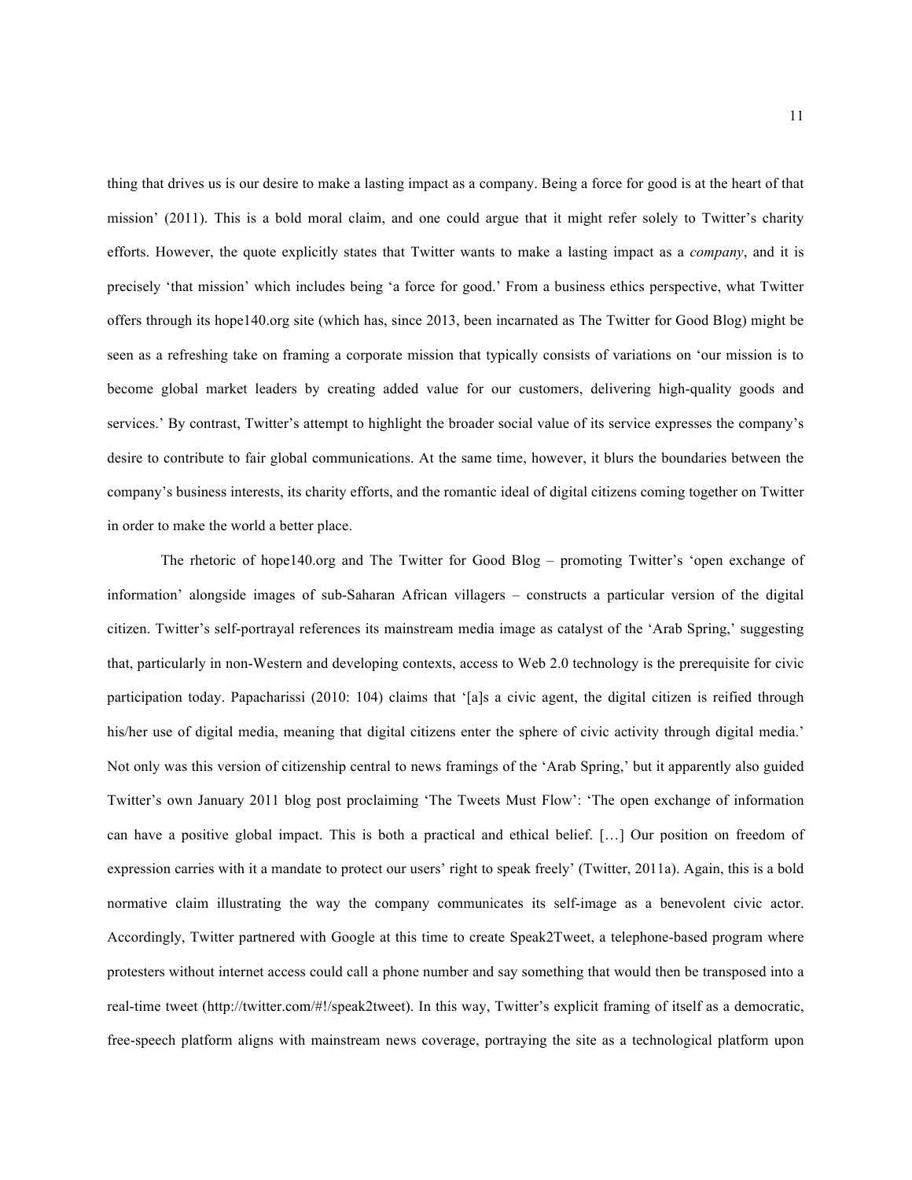thing that drives us is our desire to make a lasting impact as a company. Being a force for good is at the heart of that mission' (2011). This is a bold moral claim, and one could argue that it might refer solely to Twitter's charity efforts. However, the quote explicitly states that Twitter wants to make a lasting impact as a *company*, and it is precisely 'that mission' which includes being 'a force for good.' From a business ethics perspective, what Twitter offers through its hope140.org site (which has, since 2013, been incarnated as The Twitter for Good Blog) might be seen as a refreshing take on framing a corporate mission that typically consists of variations on 'our mission is to become global market leaders by creating added value for our customers, delivering high-quality goods and services.' By contrast, Twitter's attempt to highlight the broader social value of its service expresses the company's desire to contribute to fair global communications. At the same time, however, it blurs the boundaries between the company's business interests, its charity efforts, and the romantic ideal of digital citizens coming together on Twitter in order to make the world a better place.

The rhetoric of hope140.org and The Twitter for Good Blog – promoting Twitter's 'open exchange of information' alongside images of sub-Saharan African villagers – constructs a particular version of the digital citizen. Twitter's self-portrayal references its mainstream media image as catalyst of the 'Arab Spring,' suggesting that, particularly in non-Western and developing contexts, access to Web 2.0 technology is the prerequisite for civic participation today. Papacharissi (2010: 104) claims that '[a]s a civic agent, the digital citizen is reified through his/her use of digital media, meaning that digital citizens enter the sphere of civic activity through digital media.' Not only was this version of citizenship central to news framings of the 'Arab Spring,' but it apparently also guided Twitter's own January 2011 blog post proclaiming 'The Tweets Must Flow': 'The open exchange of information can have a positive global impact. This is both a practical and ethical belief. […] Our position on freedom of expression carries with it a mandate to protect our users' right to speak freely' (Twitter, 2011a). Again, this is a bold normative claim illustrating the way the company communicates its self-image as a benevolent civic actor. Accordingly, Twitter partnered with Google at this time to create Speak2Tweet, a telephone-based program where protesters without internet access could call a phone number and say something that would then be transposed into a real-time tweet (http://twitter.com/#!/speak2tweet). In this way, Twitter's explicit framing of itself as a democratic, free-speech platform aligns with mainstream news coverage, portraying the site as a technological platform upon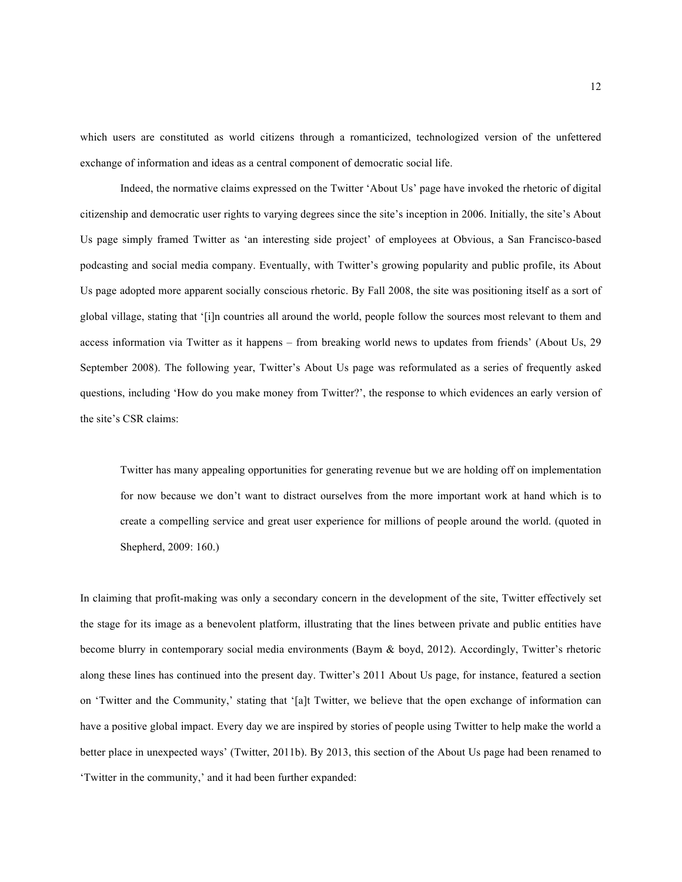which users are constituted as world citizens through a romanticized, technologized version of the unfettered exchange of information and ideas as a central component of democratic social life.

Indeed, the normative claims expressed on the Twitter 'About Us' page have invoked the rhetoric of digital citizenship and democratic user rights to varying degrees since the site's inception in 2006. Initially, the site's About Us page simply framed Twitter as 'an interesting side project' of employees at Obvious, a San Francisco-based podcasting and social media company. Eventually, with Twitter's growing popularity and public profile, its About Us page adopted more apparent socially conscious rhetoric. By Fall 2008, the site was positioning itself as a sort of global village, stating that '[i]n countries all around the world, people follow the sources most relevant to them and access information via Twitter as it happens – from breaking world news to updates from friends' (About Us, 29 September 2008). The following year, Twitter's About Us page was reformulated as a series of frequently asked questions, including 'How do you make money from Twitter?', the response to which evidences an early version of the site's CSR claims:

> Twitter has many appealing opportunities for generating revenue but we are holding off on implementation for now because we don't want to distract ourselves from the more important work at hand which is to create a compelling service and great user experience for millions of people around the world. (quoted in Shepherd, 2009: 160.)

In claiming that profit-making was only a secondary concern in the development of the site, Twitter effectively set the stage for its image as a benevolent platform, illustrating that the lines between private and public entities have become blurry in contemporary social media environments (Baym & boyd, 2012). Accordingly, Twitter's rhetoric along these lines has continued into the present day. Twitter's 2011 About Us page, for instance, featured a section on 'Twitter and the Community,' stating that '[a]t Twitter, we believe that the open exchange of information can have a positive global impact. Every day we are inspired by stories of people using Twitter to help make the world a better place in unexpected ways' (Twitter, 2011b). By 2013, this section of the About Us page had been renamed to 'Twitter in the community,' and it had been further expanded: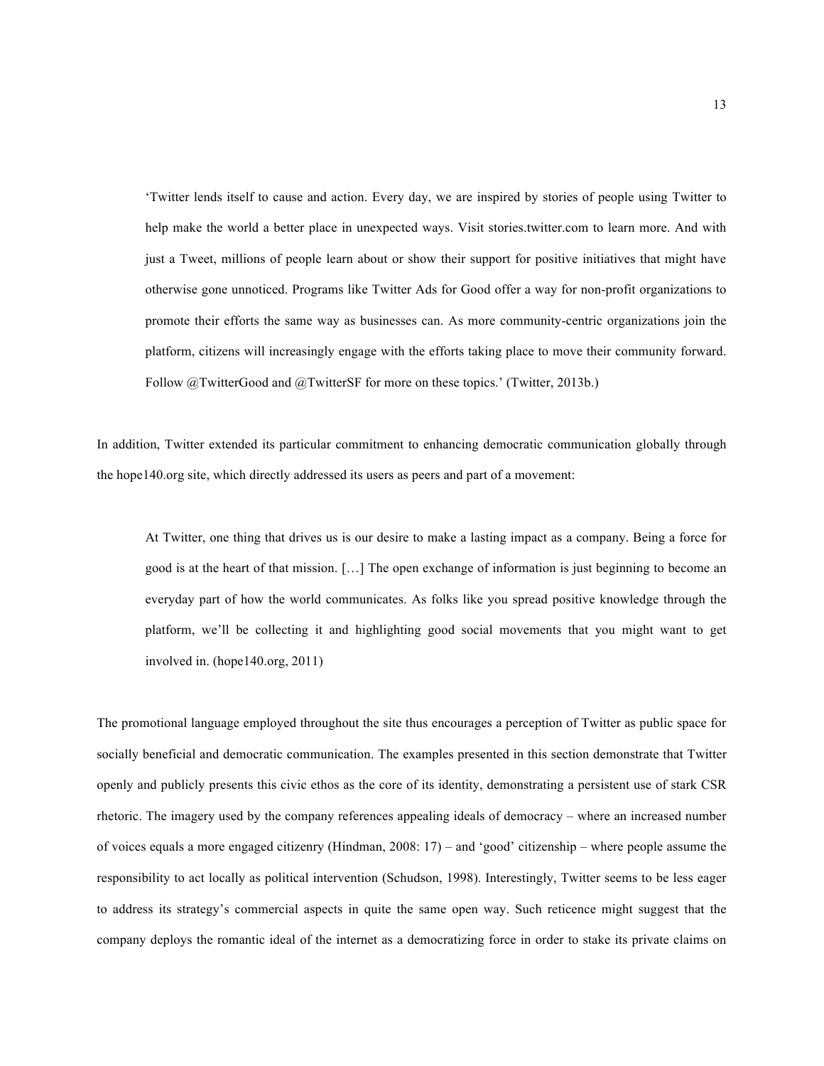> ‘Twitter lends itself to cause and action. Every day, we are inspired by stories of people using Twitter to help make the world a better place in unexpected ways. Visit stories.twitter.com to learn more. And with just a Tweet, millions of people learn about or show their support for positive initiatives that might have otherwise gone unnoticed. Programs like Twitter Ads for Good offer a way for non-profit organizations to promote their efforts the same way as businesses can. As more community-centric organizations join the platform, citizens will increasingly engage with the efforts taking place to move their community forward. Follow @TwitterGood and @TwitterSF for more on these topics.’ (Twitter, 2013b.)

In addition, Twitter extended its particular commitment to enhancing democratic communication globally through the hope140.org site, which directly addressed its users as peers and part of a movement:

> At Twitter, one thing that drives us is our desire to make a lasting impact as a company. Being a force for good is at the heart of that mission. […] The open exchange of information is just beginning to become an everyday part of how the world communicates. As folks like you spread positive knowledge through the platform, we’ll be collecting it and highlighting good social movements that you might want to get involved in. (hope140.org, 2011)

The promotional language employed throughout the site thus encourages a perception of Twitter as public space for socially beneficial and democratic communication. The examples presented in this section demonstrate that Twitter openly and publicly presents this civic ethos as the core of its identity, demonstrating a persistent use of stark CSR rhetoric. The imagery used by the company references appealing ideals of democracy – where an increased number of voices equals a more engaged citizenry (Hindman, 2008: 17) – and ‘good’ citizenship – where people assume the responsibility to act locally as political intervention (Schudson, 1998). Interestingly, Twitter seems to be less eager to address its strategy’s commercial aspects in quite the same open way. Such reticence might suggest that the company deploys the romantic ideal of the internet as a democratizing force in order to stake its private claims on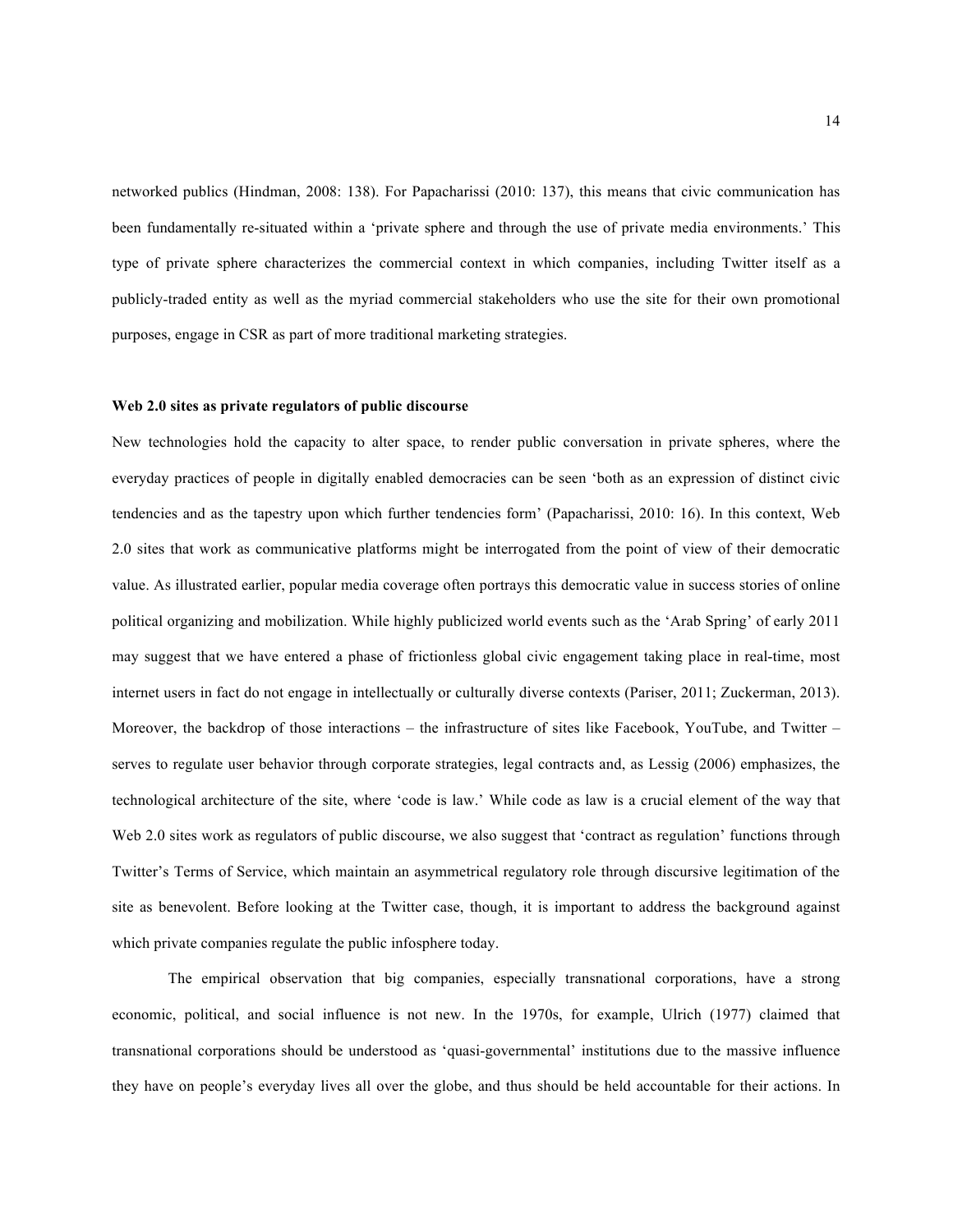networked publics (Hindman, 2008: 138). For Papacharissi (2010: 137), this means that civic communication has been fundamentally re-situated within a 'private sphere and through the use of private media environments.' This type of private sphere characterizes the commercial context in which companies, including Twitter itself as a publicly-traded entity as well as the myriad commercial stakeholders who use the site for their own promotional purposes, engage in CSR as part of more traditional marketing strategies.

**Web 2.0 sites as private regulators of public discourse**

New technologies hold the capacity to alter space, to render public conversation in private spheres, where the everyday practices of people in digitally enabled democracies can be seen 'both as an expression of distinct civic tendencies and as the tapestry upon which further tendencies form' (Papacharissi, 2010: 16). In this context, Web 2.0 sites that work as communicative platforms might be interrogated from the point of view of their democratic value. As illustrated earlier, popular media coverage often portrays this democratic value in success stories of online political organizing and mobilization. While highly publicized world events such as the 'Arab Spring' of early 2011 may suggest that we have entered a phase of frictionless global civic engagement taking place in real-time, most internet users in fact do not engage in intellectually or culturally diverse contexts (Pariser, 2011; Zuckerman, 2013). Moreover, the backdrop of those interactions – the infrastructure of sites like Facebook, YouTube, and Twitter – serves to regulate user behavior through corporate strategies, legal contracts and, as Lessig (2006) emphasizes, the technological architecture of the site, where 'code is law.' While code as law is a crucial element of the way that Web 2.0 sites work as regulators of public discourse, we also suggest that 'contract as regulation' functions through Twitter's Terms of Service, which maintain an asymmetrical regulatory role through discursive legitimation of the site as benevolent. Before looking at the Twitter case, though, it is important to address the background against which private companies regulate the public infosphere today.

The empirical observation that big companies, especially transnational corporations, have a strong economic, political, and social influence is not new. In the 1970s, for example, Ulrich (1977) claimed that transnational corporations should be understood as 'quasi-governmental' institutions due to the massive influence they have on people's everyday lives all over the globe, and thus should be held accountable for their actions. In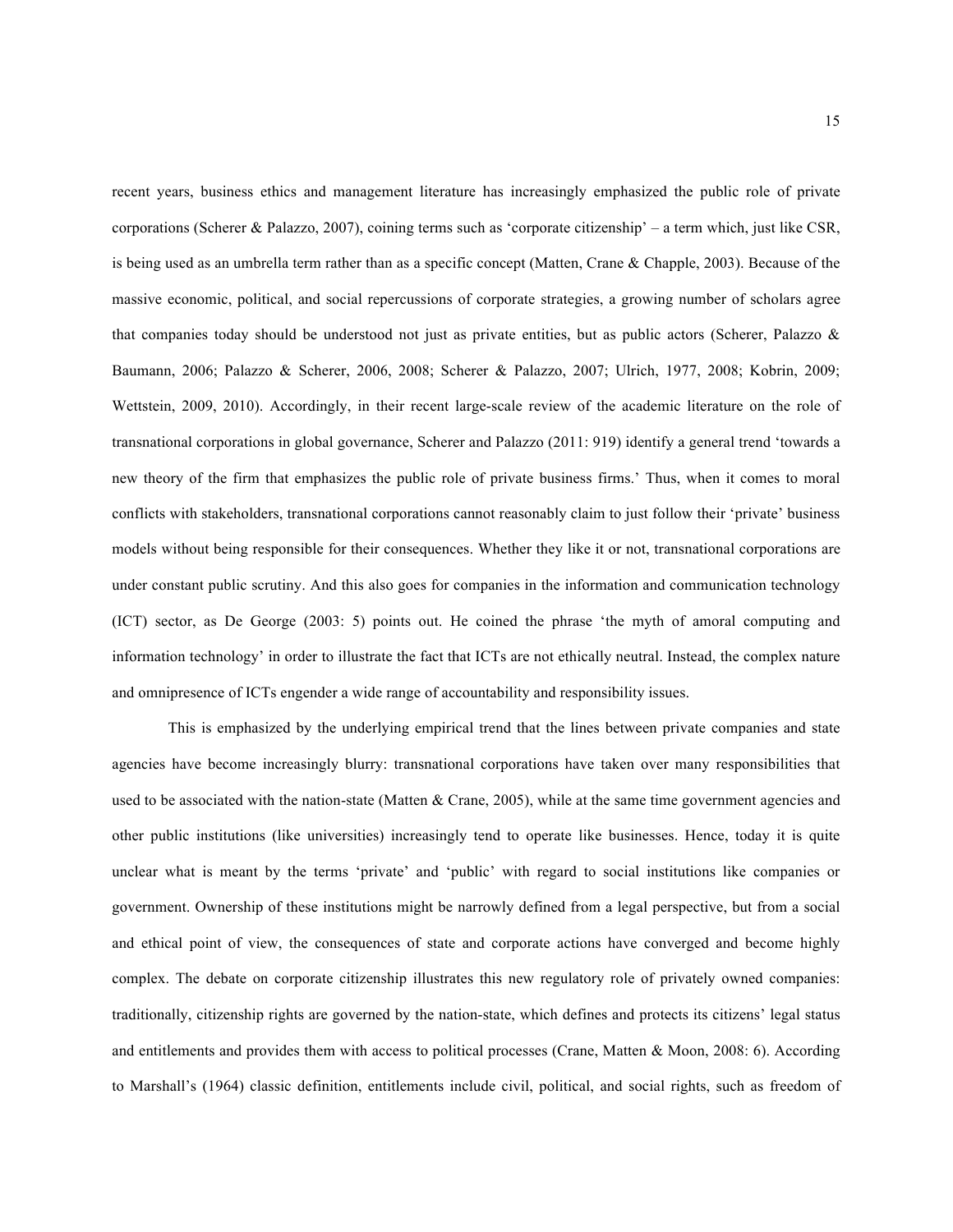recent years, business ethics and management literature has increasingly emphasized the public role of private corporations (Scherer & Palazzo, 2007), coining terms such as 'corporate citizenship' – a term which, just like CSR, is being used as an umbrella term rather than as a specific concept (Matten, Crane & Chapple, 2003). Because of the massive economic, political, and social repercussions of corporate strategies, a growing number of scholars agree that companies today should be understood not just as private entities, but as public actors (Scherer, Palazzo & Baumann, 2006; Palazzo & Scherer, 2006, 2008; Scherer & Palazzo, 2007; Ulrich, 1977, 2008; Kobrin, 2009; Wettstein, 2009, 2010). Accordingly, in their recent large-scale review of the academic literature on the role of transnational corporations in global governance, Scherer and Palazzo (2011: 919) identify a general trend 'towards a new theory of the firm that emphasizes the public role of private business firms.' Thus, when it comes to moral conflicts with stakeholders, transnational corporations cannot reasonably claim to just follow their 'private' business models without being responsible for their consequences. Whether they like it or not, transnational corporations are under constant public scrutiny. And this also goes for companies in the information and communication technology (ICT) sector, as De George (2003: 5) points out. He coined the phrase 'the myth of amoral computing and information technology' in order to illustrate the fact that ICTs are not ethically neutral. Instead, the complex nature and omnipresence of ICTs engender a wide range of accountability and responsibility issues.

This is emphasized by the underlying empirical trend that the lines between private companies and state agencies have become increasingly blurry: transnational corporations have taken over many responsibilities that used to be associated with the nation-state (Matten & Crane, 2005), while at the same time government agencies and other public institutions (like universities) increasingly tend to operate like businesses. Hence, today it is quite unclear what is meant by the terms 'private' and 'public' with regard to social institutions like companies or government. Ownership of these institutions might be narrowly defined from a legal perspective, but from a social and ethical point of view, the consequences of state and corporate actions have converged and become highly complex. The debate on corporate citizenship illustrates this new regulatory role of privately owned companies: traditionally, citizenship rights are governed by the nation-state, which defines and protects its citizens' legal status and entitlements and provides them with access to political processes (Crane, Matten & Moon, 2008: 6). According to Marshall's (1964) classic definition, entitlements include civil, political, and social rights, such as freedom of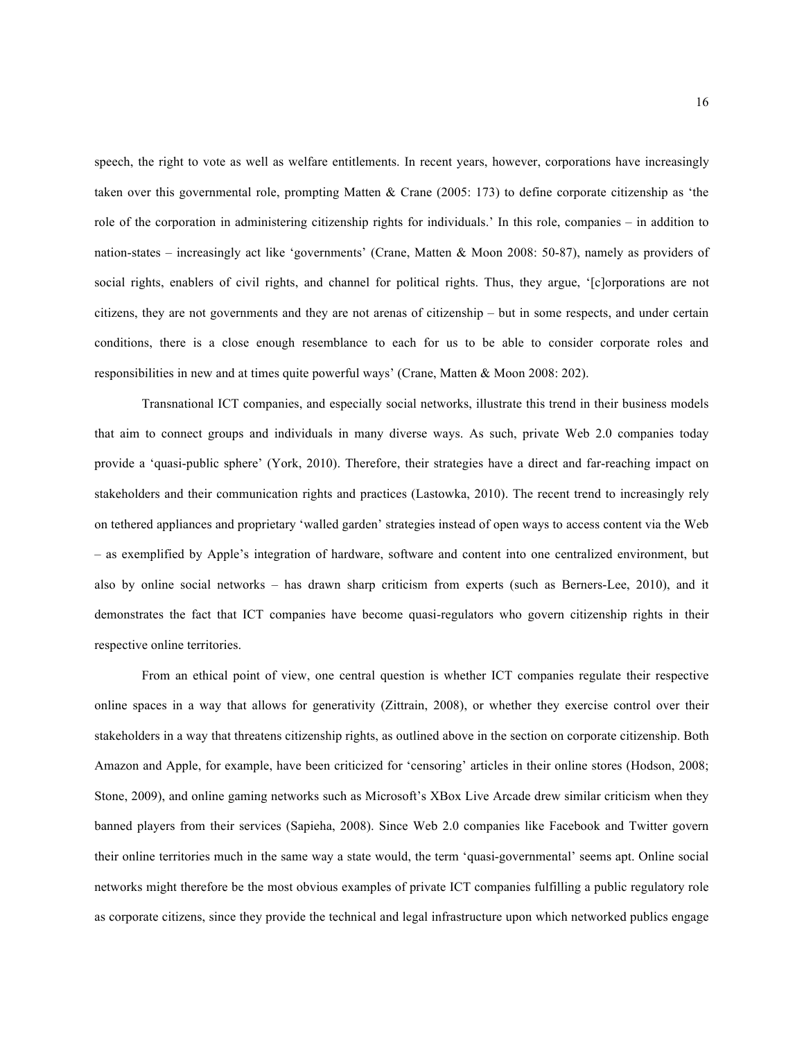speech, the right to vote as well as welfare entitlements. In recent years, however, corporations have increasingly taken over this governmental role, prompting Matten & Crane (2005: 173) to define corporate citizenship as 'the role of the corporation in administering citizenship rights for individuals.' In this role, companies – in addition to nation-states – increasingly act like 'governments' (Crane, Matten & Moon 2008: 50-87), namely as providers of social rights, enablers of civil rights, and channel for political rights. Thus, they argue, '[c]orporations are not citizens, they are not governments and they are not arenas of citizenship – but in some respects, and under certain conditions, there is a close enough resemblance to each for us to be able to consider corporate roles and responsibilities in new and at times quite powerful ways' (Crane, Matten & Moon 2008: 202).

Transnational ICT companies, and especially social networks, illustrate this trend in their business models that aim to connect groups and individuals in many diverse ways. As such, private Web 2.0 companies today provide a 'quasi-public sphere' (York, 2010). Therefore, their strategies have a direct and far-reaching impact on stakeholders and their communication rights and practices (Lastowka, 2010). The recent trend to increasingly rely on tethered appliances and proprietary 'walled garden' strategies instead of open ways to access content via the Web – as exemplified by Apple's integration of hardware, software and content into one centralized environment, but also by online social networks – has drawn sharp criticism from experts (such as Berners-Lee, 2010), and it demonstrates the fact that ICT companies have become quasi-regulators who govern citizenship rights in their respective online territories.

From an ethical point of view, one central question is whether ICT companies regulate their respective online spaces in a way that allows for generativity (Zittrain, 2008), or whether they exercise control over their stakeholders in a way that threatens citizenship rights, as outlined above in the section on corporate citizenship. Both Amazon and Apple, for example, have been criticized for 'censoring' articles in their online stores (Hodson, 2008; Stone, 2009), and online gaming networks such as Microsoft's XBox Live Arcade drew similar criticism when they banned players from their services (Sapieha, 2008). Since Web 2.0 companies like Facebook and Twitter govern their online territories much in the same way a state would, the term 'quasi-governmental' seems apt. Online social networks might therefore be the most obvious examples of private ICT companies fulfilling a public regulatory role as corporate citizens, since they provide the technical and legal infrastructure upon which networked publics engage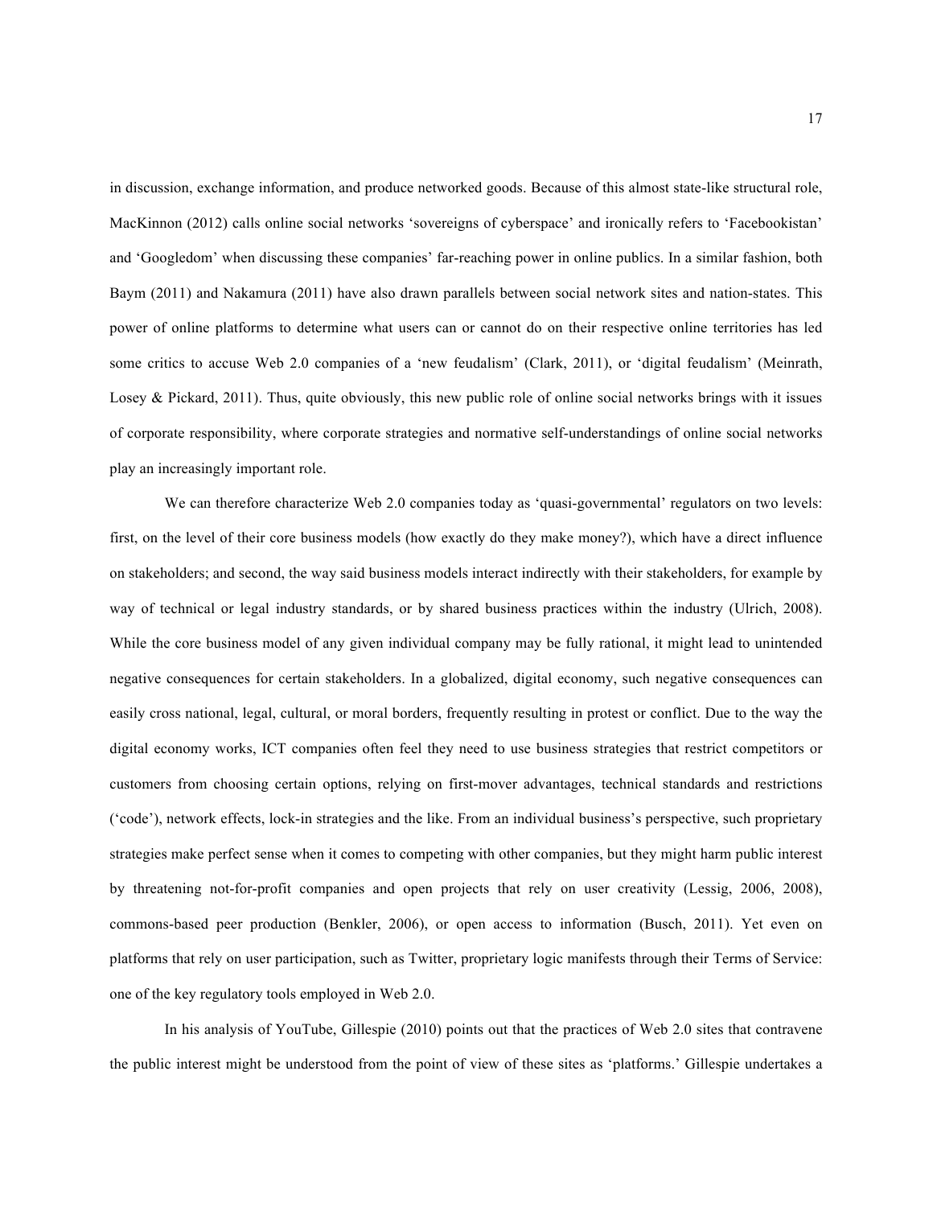in discussion, exchange information, and produce networked goods. Because of this almost state-like structural role, MacKinnon (2012) calls online social networks 'sovereigns of cyberspace' and ironically refers to 'Facebookistan' and 'Googledom' when discussing these companies' far-reaching power in online publics. In a similar fashion, both Baym (2011) and Nakamura (2011) have also drawn parallels between social network sites and nation-states. This power of online platforms to determine what users can or cannot do on their respective online territories has led some critics to accuse Web 2.0 companies of a 'new feudalism' (Clark, 2011), or 'digital feudalism' (Meinrath, Losey & Pickard, 2011). Thus, quite obviously, this new public role of online social networks brings with it issues of corporate responsibility, where corporate strategies and normative self-understandings of online social networks play an increasingly important role.

We can therefore characterize Web 2.0 companies today as 'quasi-governmental' regulators on two levels: first, on the level of their core business models (how exactly do they make money?), which have a direct influence on stakeholders; and second, the way said business models interact indirectly with their stakeholders, for example by way of technical or legal industry standards, or by shared business practices within the industry (Ulrich, 2008). While the core business model of any given individual company may be fully rational, it might lead to unintended negative consequences for certain stakeholders. In a globalized, digital economy, such negative consequences can easily cross national, legal, cultural, or moral borders, frequently resulting in protest or conflict. Due to the way the digital economy works, ICT companies often feel they need to use business strategies that restrict competitors or customers from choosing certain options, relying on first-mover advantages, technical standards and restrictions ('code'), network effects, lock-in strategies and the like. From an individual business's perspective, such proprietary strategies make perfect sense when it comes to competing with other companies, but they might harm public interest by threatening not-for-profit companies and open projects that rely on user creativity (Lessig, 2006, 2008), commons-based peer production (Benkler, 2006), or open access to information (Busch, 2011). Yet even on platforms that rely on user participation, such as Twitter, proprietary logic manifests through their Terms of Service: one of the key regulatory tools employed in Web 2.0.

In his analysis of YouTube, Gillespie (2010) points out that the practices of Web 2.0 sites that contravene the public interest might be understood from the point of view of these sites as 'platforms.' Gillespie undertakes a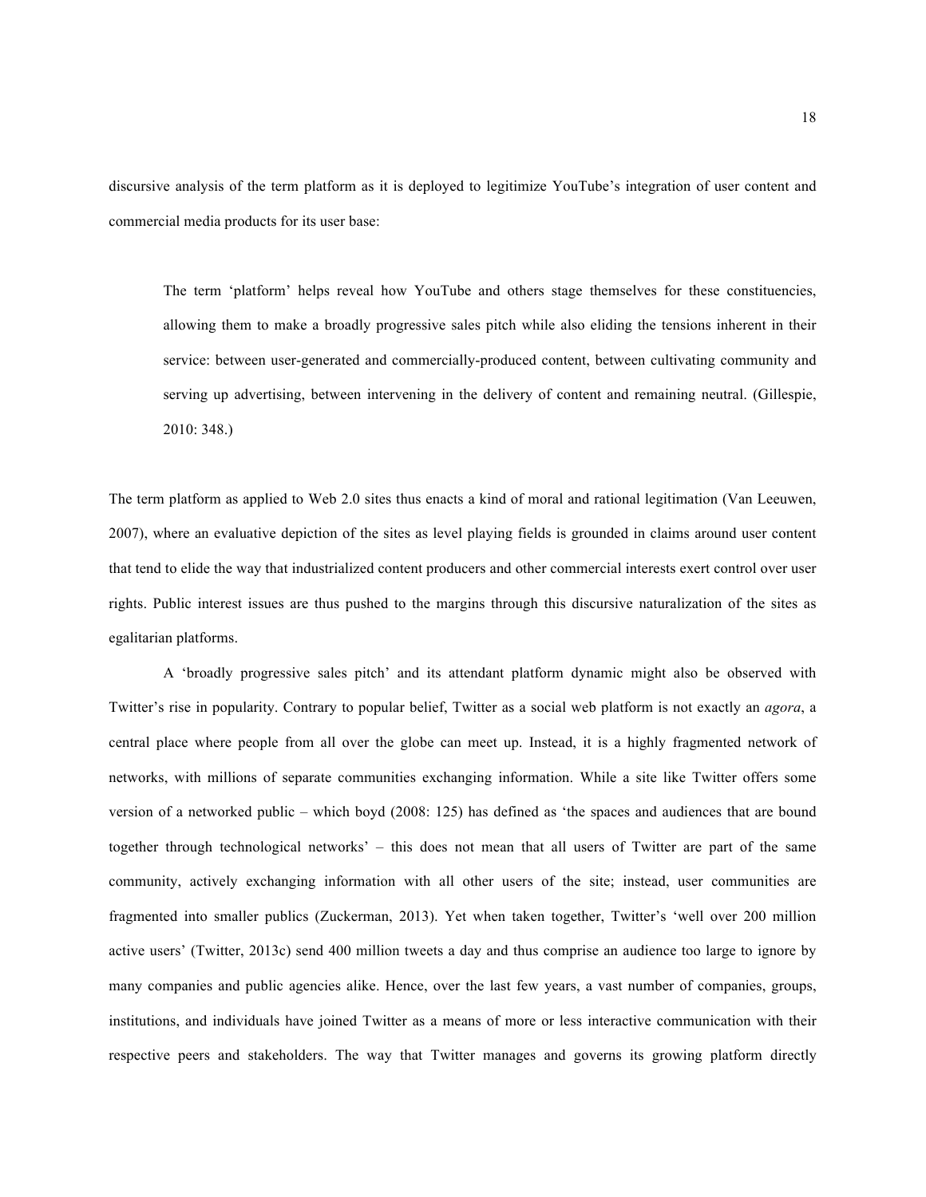discursive analysis of the term platform as it is deployed to legitimize YouTube's integration of user content and commercial media products for its user base:

> The term 'platform' helps reveal how YouTube and others stage themselves for these constituencies, allowing them to make a broadly progressive sales pitch while also eliding the tensions inherent in their service: between user-generated and commercially-produced content, between cultivating community and serving up advertising, between intervening in the delivery of content and remaining neutral. (Gillespie, 2010: 348.)

The term platform as applied to Web 2.0 sites thus enacts a kind of moral and rational legitimation (Van Leeuwen, 2007), where an evaluative depiction of the sites as level playing fields is grounded in claims around user content that tend to elide the way that industrialized content producers and other commercial interests exert control over user rights. Public interest issues are thus pushed to the margins through this discursive naturalization of the sites as egalitarian platforms.

A 'broadly progressive sales pitch' and its attendant platform dynamic might also be observed with Twitter's rise in popularity. Contrary to popular belief, Twitter as a social web platform is not exactly an *agora*, a central place where people from all over the globe can meet up. Instead, it is a highly fragmented network of networks, with millions of separate communities exchanging information. While a site like Twitter offers some version of a networked public – which boyd (2008: 125) has defined as 'the spaces and audiences that are bound together through technological networks' – this does not mean that all users of Twitter are part of the same community, actively exchanging information with all other users of the site; instead, user communities are fragmented into smaller publics (Zuckerman, 2013). Yet when taken together, Twitter's 'well over 200 million active users' (Twitter, 2013c) send 400 million tweets a day and thus comprise an audience too large to ignore by many companies and public agencies alike. Hence, over the last few years, a vast number of companies, groups, institutions, and individuals have joined Twitter as a means of more or less interactive communication with their respective peers and stakeholders. The way that Twitter manages and governs its growing platform directly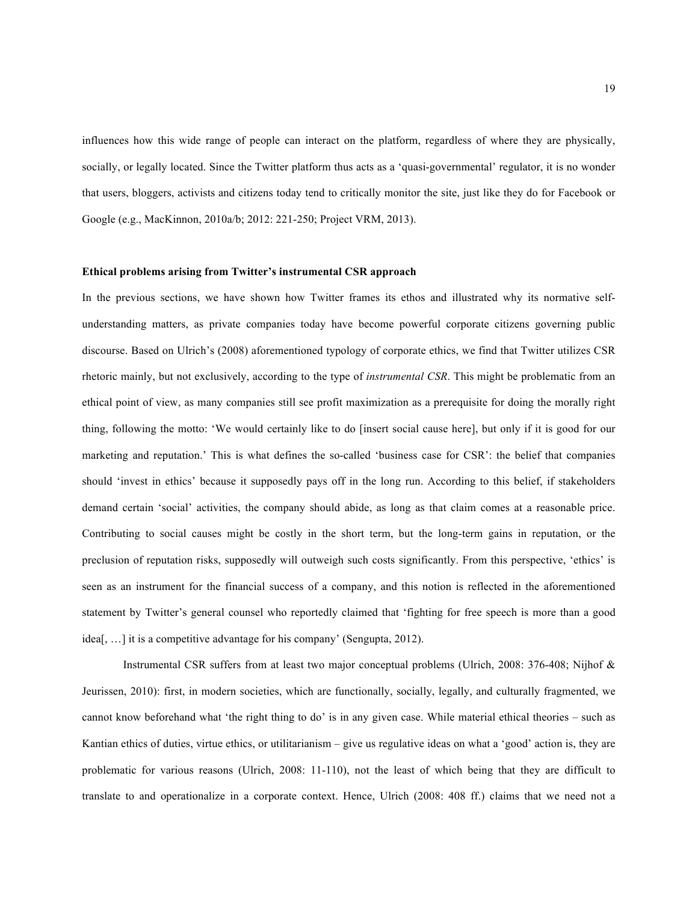influences how this wide range of people can interact on the platform, regardless of where they are physically, socially, or legally located. Since the Twitter platform thus acts as a 'quasi-governmental' regulator, it is no wonder that users, bloggers, activists and citizens today tend to critically monitor the site, just like they do for Facebook or Google (e.g., MacKinnon, 2010a/b; 2012: 221-250; Project VRM, 2013).

**Ethical problems arising from Twitter's instrumental CSR approach**

In the previous sections, we have shown how Twitter frames its ethos and illustrated why its normative self-understanding matters, as private companies today have become powerful corporate citizens governing public discourse. Based on Ulrich's (2008) aforementioned typology of corporate ethics, we find that Twitter utilizes CSR rhetoric mainly, but not exclusively, according to the type of *instrumental CSR*. This might be problematic from an ethical point of view, as many companies still see profit maximization as a prerequisite for doing the morally right thing, following the motto: 'We would certainly like to do [insert social cause here], but only if it is good for our marketing and reputation.' This is what defines the so-called 'business case for CSR': the belief that companies should 'invest in ethics' because it supposedly pays off in the long run. According to this belief, if stakeholders demand certain 'social' activities, the company should abide, as long as that claim comes at a reasonable price. Contributing to social causes might be costly in the short term, but the long-term gains in reputation, or the preclusion of reputation risks, supposedly will outweigh such costs significantly. From this perspective, 'ethics' is seen as an instrument for the financial success of a company, and this notion is reflected in the aforementioned statement by Twitter's general counsel who reportedly claimed that 'fighting for free speech is more than a good idea[, …] it is a competitive advantage for his company' (Sengupta, 2012).

Instrumental CSR suffers from at least two major conceptual problems (Ulrich, 2008: 376-408; Nijhof & Jeurissen, 2010): first, in modern societies, which are functionally, socially, legally, and culturally fragmented, we cannot know beforehand what 'the right thing to do' is in any given case. While material ethical theories – such as Kantian ethics of duties, virtue ethics, or utilitarianism – give us regulative ideas on what a 'good' action is, they are problematic for various reasons (Ulrich, 2008: 11-110), not the least of which being that they are difficult to translate to and operationalize in a corporate context. Hence, Ulrich (2008: 408 ff.) claims that we need not a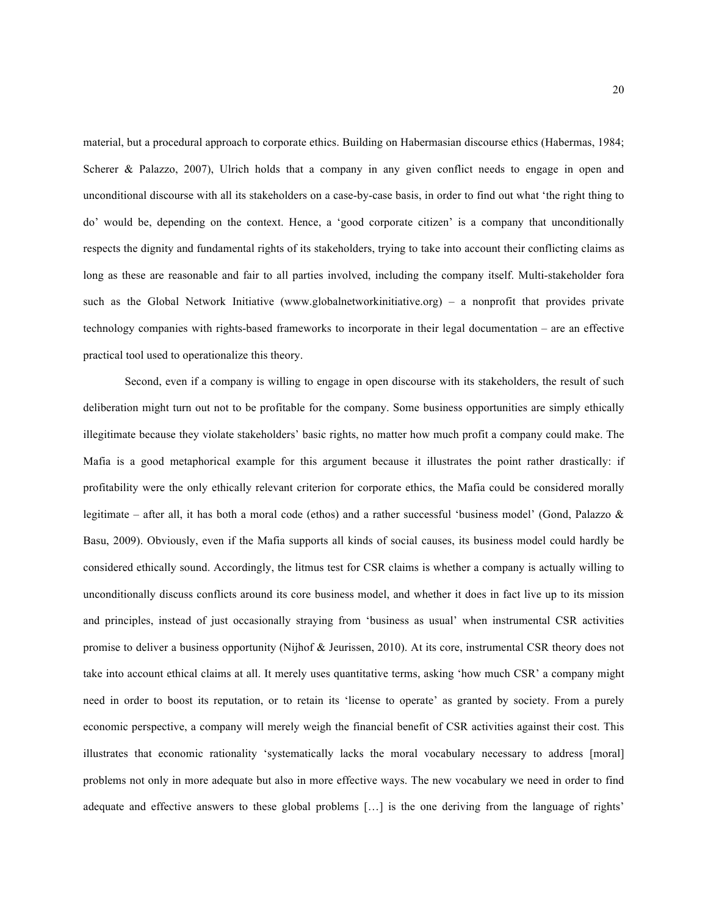material, but a procedural approach to corporate ethics. Building on Habermasian discourse ethics (Habermas, 1984; Scherer & Palazzo, 2007), Ulrich holds that a company in any given conflict needs to engage in open and unconditional discourse with all its stakeholders on a case-by-case basis, in order to find out what 'the right thing to do' would be, depending on the context. Hence, a 'good corporate citizen' is a company that unconditionally respects the dignity and fundamental rights of its stakeholders, trying to take into account their conflicting claims as long as these are reasonable and fair to all parties involved, including the company itself. Multi-stakeholder fora such as the Global Network Initiative (www.globalnetworkinitiative.org) – a nonprofit that provides private technology companies with rights-based frameworks to incorporate in their legal documentation – are an effective practical tool used to operationalize this theory.

Second, even if a company is willing to engage in open discourse with its stakeholders, the result of such deliberation might turn out not to be profitable for the company. Some business opportunities are simply ethically illegitimate because they violate stakeholders' basic rights, no matter how much profit a company could make. The Mafia is a good metaphorical example for this argument because it illustrates the point rather drastically: if profitability were the only ethically relevant criterion for corporate ethics, the Mafia could be considered morally legitimate – after all, it has both a moral code (ethos) and a rather successful 'business model' (Gond, Palazzo & Basu, 2009). Obviously, even if the Mafia supports all kinds of social causes, its business model could hardly be considered ethically sound. Accordingly, the litmus test for CSR claims is whether a company is actually willing to unconditionally discuss conflicts around its core business model, and whether it does in fact live up to its mission and principles, instead of just occasionally straying from 'business as usual' when instrumental CSR activities promise to deliver a business opportunity (Nijhof & Jeurissen, 2010). At its core, instrumental CSR theory does not take into account ethical claims at all. It merely uses quantitative terms, asking 'how much CSR' a company might need in order to boost its reputation, or to retain its 'license to operate' as granted by society. From a purely economic perspective, a company will merely weigh the financial benefit of CSR activities against their cost. This illustrates that economic rationality 'systematically lacks the moral vocabulary necessary to address [moral] problems not only in more adequate but also in more effective ways. The new vocabulary we need in order to find adequate and effective answers to these global problems […] is the one deriving from the language of rights'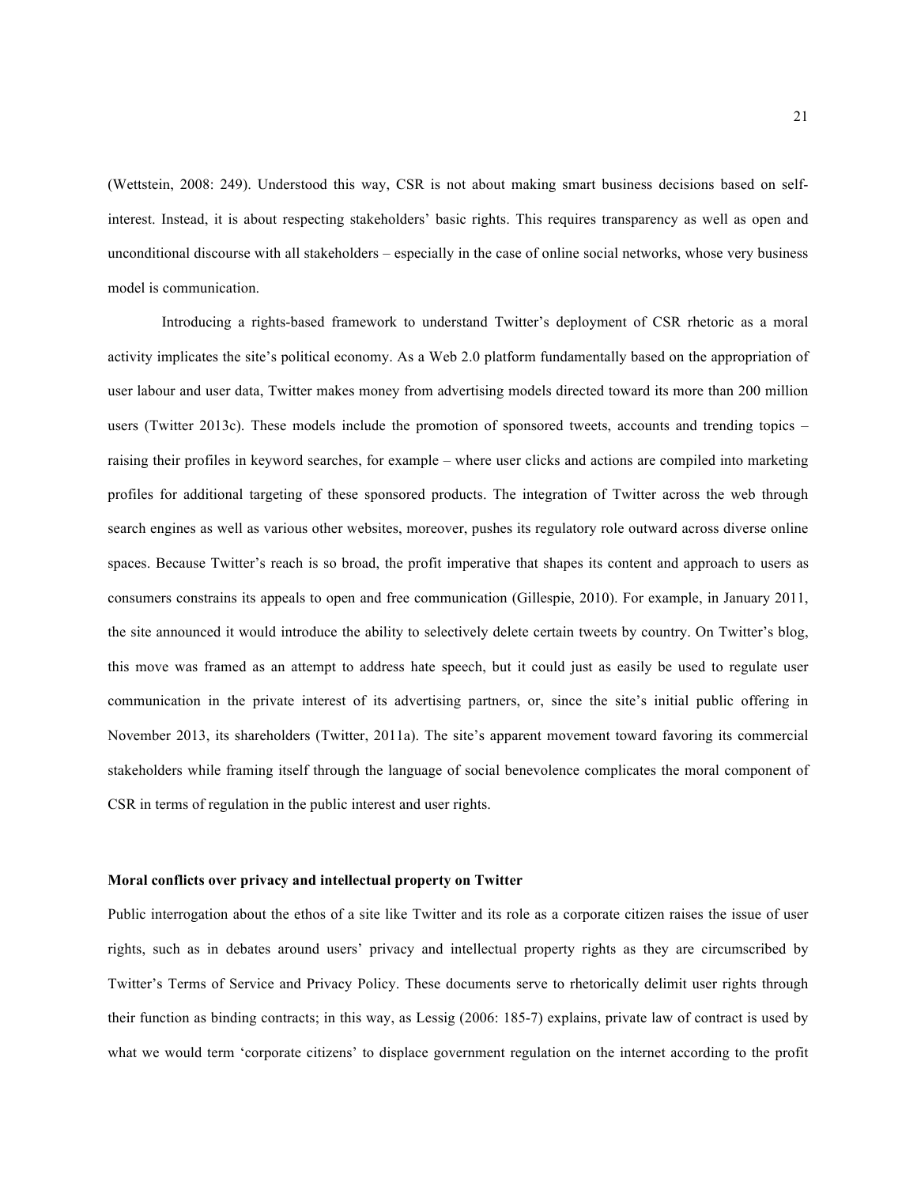(Wettstein, 2008: 249). Understood this way, CSR is not about making smart business decisions based on self-interest. Instead, it is about respecting stakeholders' basic rights. This requires transparency as well as open and unconditional discourse with all stakeholders – especially in the case of online social networks, whose very business model is communication.

Introducing a rights-based framework to understand Twitter's deployment of CSR rhetoric as a moral activity implicates the site's political economy. As a Web 2.0 platform fundamentally based on the appropriation of user labour and user data, Twitter makes money from advertising models directed toward its more than 200 million users (Twitter 2013c). These models include the promotion of sponsored tweets, accounts and trending topics – raising their profiles in keyword searches, for example – where user clicks and actions are compiled into marketing profiles for additional targeting of these sponsored products. The integration of Twitter across the web through search engines as well as various other websites, moreover, pushes its regulatory role outward across diverse online spaces. Because Twitter's reach is so broad, the profit imperative that shapes its content and approach to users as consumers constrains its appeals to open and free communication (Gillespie, 2010). For example, in January 2011, the site announced it would introduce the ability to selectively delete certain tweets by country. On Twitter's blog, this move was framed as an attempt to address hate speech, but it could just as easily be used to regulate user communication in the private interest of its advertising partners, or, since the site's initial public offering in November 2013, its shareholders (Twitter, 2011a). The site's apparent movement toward favoring its commercial stakeholders while framing itself through the language of social benevolence complicates the moral component of CSR in terms of regulation in the public interest and user rights.

**Moral conflicts over privacy and intellectual property on Twitter**

Public interrogation about the ethos of a site like Twitter and its role as a corporate citizen raises the issue of user rights, such as in debates around users' privacy and intellectual property rights as they are circumscribed by Twitter's Terms of Service and Privacy Policy. These documents serve to rhetorically delimit user rights through their function as binding contracts; in this way, as Lessig (2006: 185-7) explains, private law of contract is used by what we would term 'corporate citizens' to displace government regulation on the internet according to the profit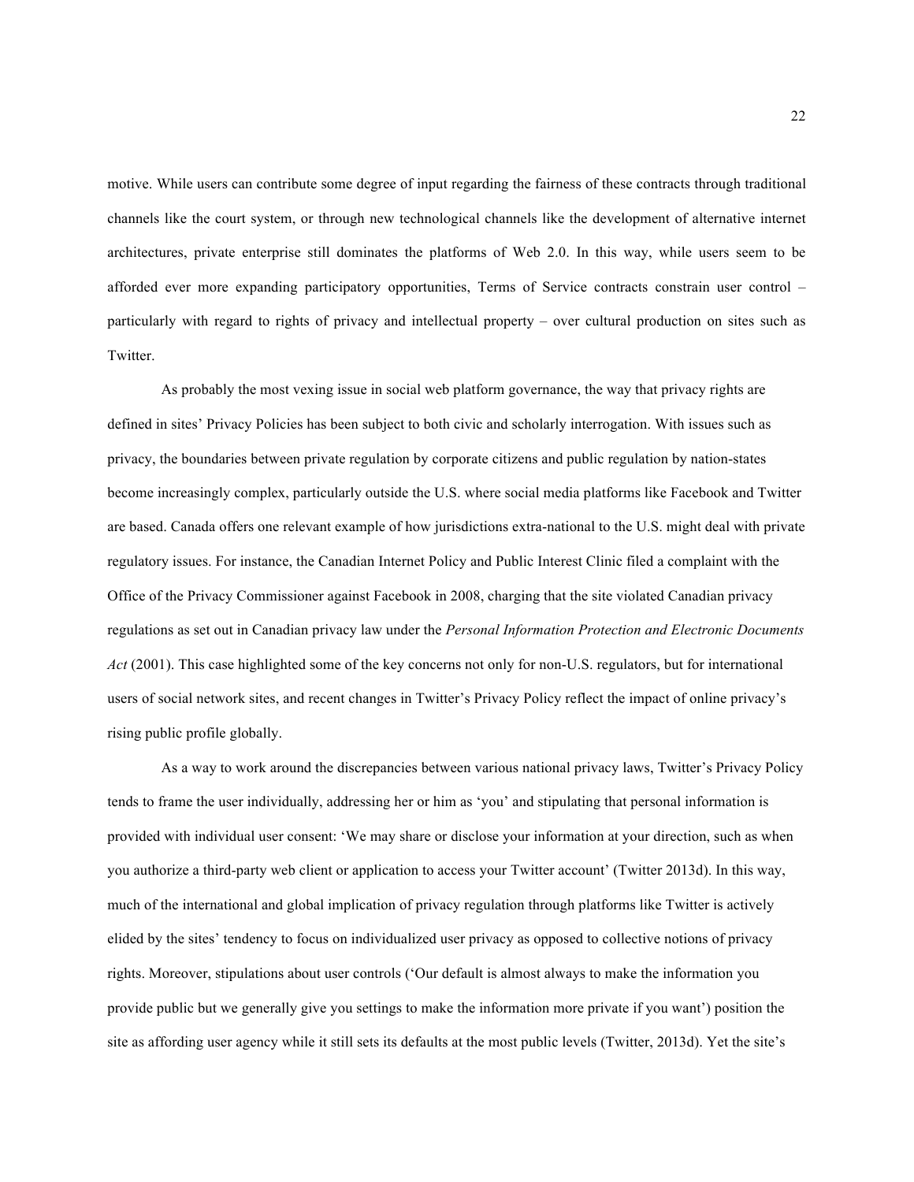motive. While users can contribute some degree of input regarding the fairness of these contracts through traditional channels like the court system, or through new technological channels like the development of alternative internet architectures, private enterprise still dominates the platforms of Web 2.0. In this way, while users seem to be afforded ever more expanding participatory opportunities, Terms of Service contracts constrain user control – particularly with regard to rights of privacy and intellectual property – over cultural production on sites such as Twitter.

As probably the most vexing issue in social web platform governance, the way that privacy rights are defined in sites' Privacy Policies has been subject to both civic and scholarly interrogation. With issues such as privacy, the boundaries between private regulation by corporate citizens and public regulation by nation-states become increasingly complex, particularly outside the U.S. where social media platforms like Facebook and Twitter are based. Canada offers one relevant example of how jurisdictions extra-national to the U.S. might deal with private regulatory issues. For instance, the Canadian Internet Policy and Public Interest Clinic filed a complaint with the Office of the Privacy Commissioner against Facebook in 2008, charging that the site violated Canadian privacy regulations as set out in Canadian privacy law under the *Personal Information Protection and Electronic Documents Act* (2001). This case highlighted some of the key concerns not only for non-U.S. regulators, but for international users of social network sites, and recent changes in Twitter's Privacy Policy reflect the impact of online privacy's rising public profile globally.

As a way to work around the discrepancies between various national privacy laws, Twitter's Privacy Policy tends to frame the user individually, addressing her or him as 'you' and stipulating that personal information is provided with individual user consent: 'We may share or disclose your information at your direction, such as when you authorize a third-party web client or application to access your Twitter account' (Twitter 2013d). In this way, much of the international and global implication of privacy regulation through platforms like Twitter is actively elided by the sites' tendency to focus on individualized user privacy as opposed to collective notions of privacy rights. Moreover, stipulations about user controls ('Our default is almost always to make the information you provide public but we generally give you settings to make the information more private if you want') position the site as affording user agency while it still sets its defaults at the most public levels (Twitter, 2013d). Yet the site's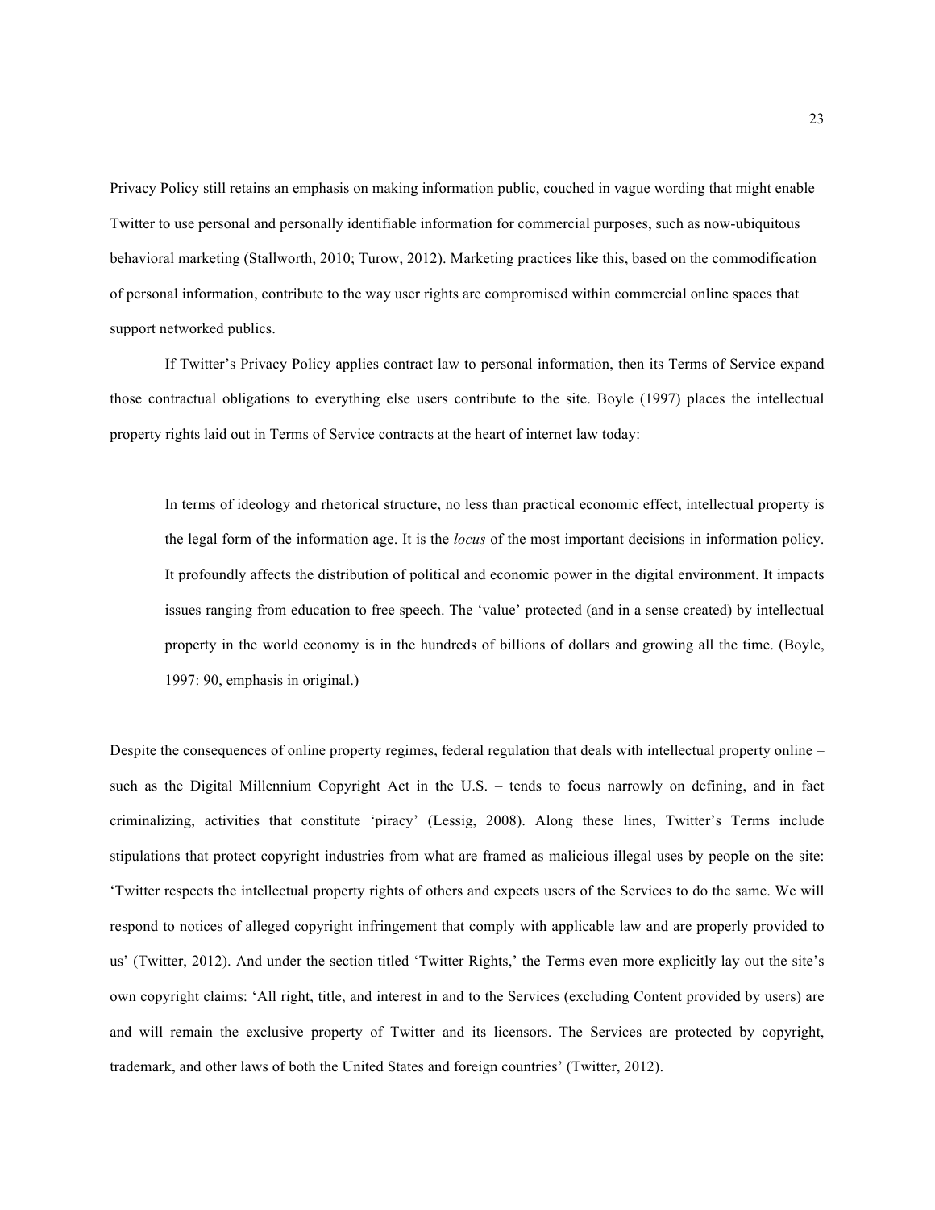Privacy Policy still retains an emphasis on making information public, couched in vague wording that might enable Twitter to use personal and personally identifiable information for commercial purposes, such as now-ubiquitous behavioral marketing (Stallworth, 2010; Turow, 2012). Marketing practices like this, based on the commodification of personal information, contribute to the way user rights are compromised within commercial online spaces that support networked publics.

If Twitter's Privacy Policy applies contract law to personal information, then its Terms of Service expand those contractual obligations to everything else users contribute to the site. Boyle (1997) places the intellectual property rights laid out in Terms of Service contracts at the heart of internet law today:

> In terms of ideology and rhetorical structure, no less than practical economic effect, intellectual property is the legal form of the information age. It is the *locus* of the most important decisions in information policy. It profoundly affects the distribution of political and economic power in the digital environment. It impacts issues ranging from education to free speech. The 'value' protected (and in a sense created) by intellectual property in the world economy is in the hundreds of billions of dollars and growing all the time. (Boyle, 1997: 90, emphasis in original.)

Despite the consequences of online property regimes, federal regulation that deals with intellectual property online – such as the Digital Millennium Copyright Act in the U.S. – tends to focus narrowly on defining, and in fact criminalizing, activities that constitute 'piracy' (Lessig, 2008). Along these lines, Twitter's Terms include stipulations that protect copyright industries from what are framed as malicious illegal uses by people on the site: 'Twitter respects the intellectual property rights of others and expects users of the Services to do the same. We will respond to notices of alleged copyright infringement that comply with applicable law and are properly provided to us' (Twitter, 2012). And under the section titled 'Twitter Rights,' the Terms even more explicitly lay out the site's own copyright claims: 'All right, title, and interest in and to the Services (excluding Content provided by users) are and will remain the exclusive property of Twitter and its licensors. The Services are protected by copyright, trademark, and other laws of both the United States and foreign countries' (Twitter, 2012).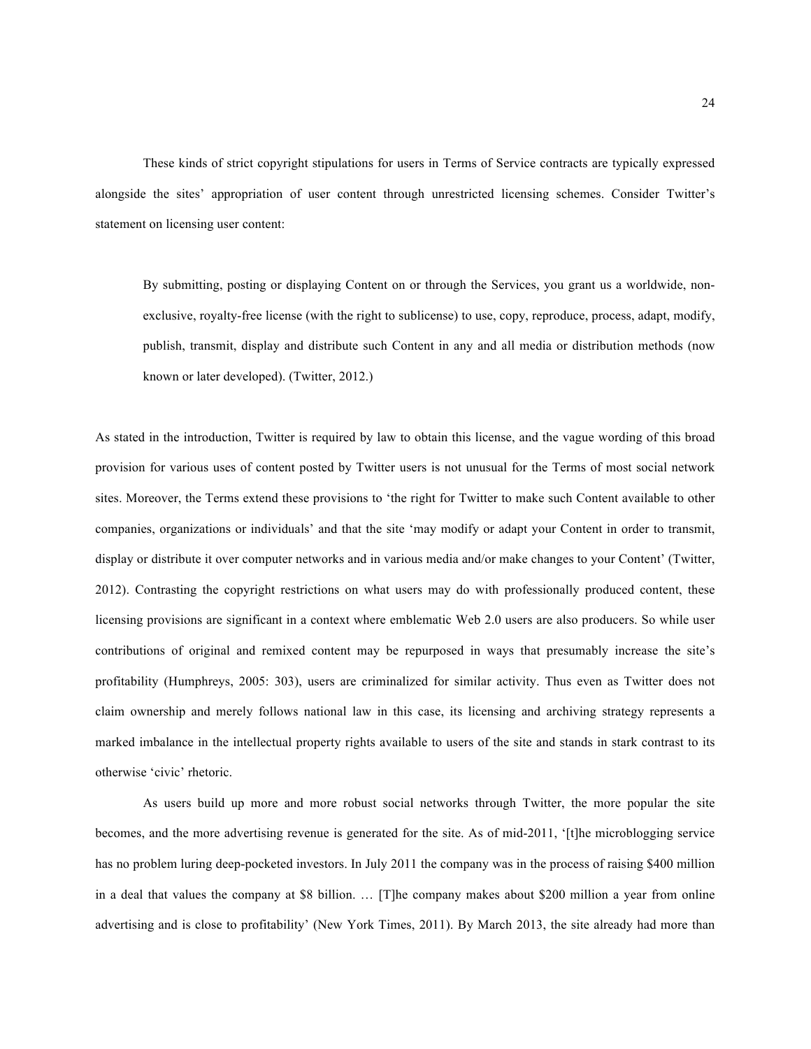These kinds of strict copyright stipulations for users in Terms of Service contracts are typically expressed alongside the sites' appropriation of user content through unrestricted licensing schemes. Consider Twitter's statement on licensing user content:

> By submitting, posting or displaying Content on or through the Services, you grant us a worldwide, non-exclusive, royalty-free license (with the right to sublicense) to use, copy, reproduce, process, adapt, modify, publish, transmit, display and distribute such Content in any and all media or distribution methods (now known or later developed). (Twitter, 2012.)

As stated in the introduction, Twitter is required by law to obtain this license, and the vague wording of this broad provision for various uses of content posted by Twitter users is not unusual for the Terms of most social network sites. Moreover, the Terms extend these provisions to 'the right for Twitter to make such Content available to other companies, organizations or individuals' and that the site 'may modify or adapt your Content in order to transmit, display or distribute it over computer networks and in various media and/or make changes to your Content' (Twitter, 2012). Contrasting the copyright restrictions on what users may do with professionally produced content, these licensing provisions are significant in a context where emblematic Web 2.0 users are also producers. So while user contributions of original and remixed content may be repurposed in ways that presumably increase the site's profitability (Humphreys, 2005: 303), users are criminalized for similar activity. Thus even as Twitter does not claim ownership and merely follows national law in this case, its licensing and archiving strategy represents a marked imbalance in the intellectual property rights available to users of the site and stands in stark contrast to its otherwise 'civic' rhetoric.

As users build up more and more robust social networks through Twitter, the more popular the site becomes, and the more advertising revenue is generated for the site. As of mid-2011, '[t]he microblogging service has no problem luring deep-pocketed investors. In July 2011 the company was in the process of raising $400 million in a deal that values the company at $8 billion. … [T]he company makes about $200 million a year from online advertising and is close to profitability' (New York Times, 2011). By March 2013, the site already had more than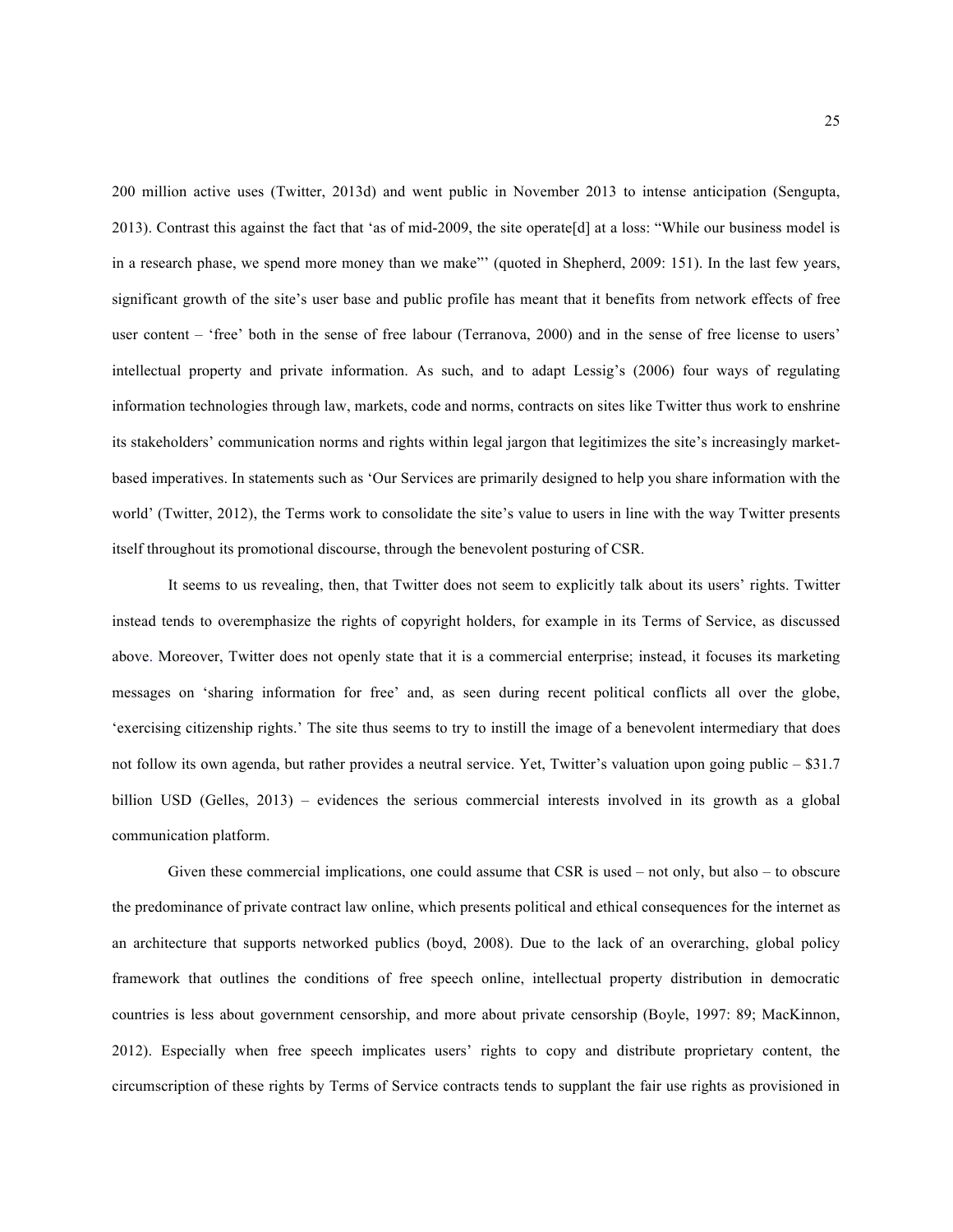200 million active uses (Twitter, 2013d) and went public in November 2013 to intense anticipation (Sengupta, 2013). Contrast this against the fact that 'as of mid-2009, the site operate[d] at a loss: "While our business model is in a research phase, we spend more money than we make"' (quoted in Shepherd, 2009: 151). In the last few years, significant growth of the site's user base and public profile has meant that it benefits from network effects of free user content – 'free' both in the sense of free labour (Terranova, 2000) and in the sense of free license to users' intellectual property and private information. As such, and to adapt Lessig's (2006) four ways of regulating information technologies through law, markets, code and norms, contracts on sites like Twitter thus work to enshrine its stakeholders' communication norms and rights within legal jargon that legitimizes the site's increasingly market-based imperatives. In statements such as 'Our Services are primarily designed to help you share information with the world' (Twitter, 2012), the Terms work to consolidate the site's value to users in line with the way Twitter presents itself throughout its promotional discourse, through the benevolent posturing of CSR.

It seems to us revealing, then, that Twitter does not seem to explicitly talk about its users' rights. Twitter instead tends to overemphasize the rights of copyright holders, for example in its Terms of Service, as discussed above. Moreover, Twitter does not openly state that it is a commercial enterprise; instead, it focuses its marketing messages on 'sharing information for free' and, as seen during recent political conflicts all over the globe, 'exercising citizenship rights.' The site thus seems to try to instill the image of a benevolent intermediary that does not follow its own agenda, but rather provides a neutral service. Yet, Twitter's valuation upon going public – $31.7 billion USD (Gelles, 2013) – evidences the serious commercial interests involved in its growth as a global communication platform.

Given these commercial implications, one could assume that CSR is used – not only, but also – to obscure the predominance of private contract law online, which presents political and ethical consequences for the internet as an architecture that supports networked publics (boyd, 2008). Due to the lack of an overarching, global policy framework that outlines the conditions of free speech online, intellectual property distribution in democratic countries is less about government censorship, and more about private censorship (Boyle, 1997: 89; MacKinnon, 2012). Especially when free speech implicates users' rights to copy and distribute proprietary content, the circumscription of these rights by Terms of Service contracts tends to supplant the fair use rights as provisioned in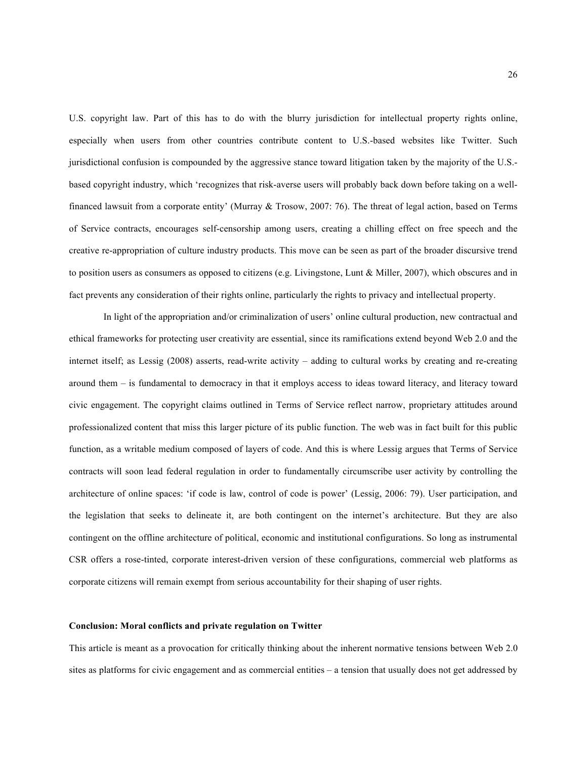U.S. copyright law. Part of this has to do with the blurry jurisdiction for intellectual property rights online, especially when users from other countries contribute content to U.S.-based websites like Twitter. Such jurisdictional confusion is compounded by the aggressive stance toward litigation taken by the majority of the U.S.-based copyright industry, which 'recognizes that risk-averse users will probably back down before taking on a well-financed lawsuit from a corporate entity' (Murray & Trosow, 2007: 76). The threat of legal action, based on Terms of Service contracts, encourages self-censorship among users, creating a chilling effect on free speech and the creative re-appropriation of culture industry products. This move can be seen as part of the broader discursive trend to position users as consumers as opposed to citizens (e.g. Livingstone, Lunt & Miller, 2007), which obscures and in fact prevents any consideration of their rights online, particularly the rights to privacy and intellectual property.

In light of the appropriation and/or criminalization of users' online cultural production, new contractual and ethical frameworks for protecting user creativity are essential, since its ramifications extend beyond Web 2.0 and the internet itself; as Lessig (2008) asserts, read-write activity – adding to cultural works by creating and re-creating around them – is fundamental to democracy in that it employs access to ideas toward literacy, and literacy toward civic engagement. The copyright claims outlined in Terms of Service reflect narrow, proprietary attitudes around professionalized content that miss this larger picture of its public function. The web was in fact built for this public function, as a writable medium composed of layers of code. And this is where Lessig argues that Terms of Service contracts will soon lead federal regulation in order to fundamentally circumscribe user activity by controlling the architecture of online spaces: 'if code is law, control of code is power' (Lessig, 2006: 79). User participation, and the legislation that seeks to delineate it, are both contingent on the internet's architecture. But they are also contingent on the offline architecture of political, economic and institutional configurations. So long as instrumental CSR offers a rose-tinted, corporate interest-driven version of these configurations, commercial web platforms as corporate citizens will remain exempt from serious accountability for their shaping of user rights.

**Conclusion: Moral conflicts and private regulation on Twitter**

This article is meant as a provocation for critically thinking about the inherent normative tensions between Web 2.0 sites as platforms for civic engagement and as commercial entities – a tension that usually does not get addressed by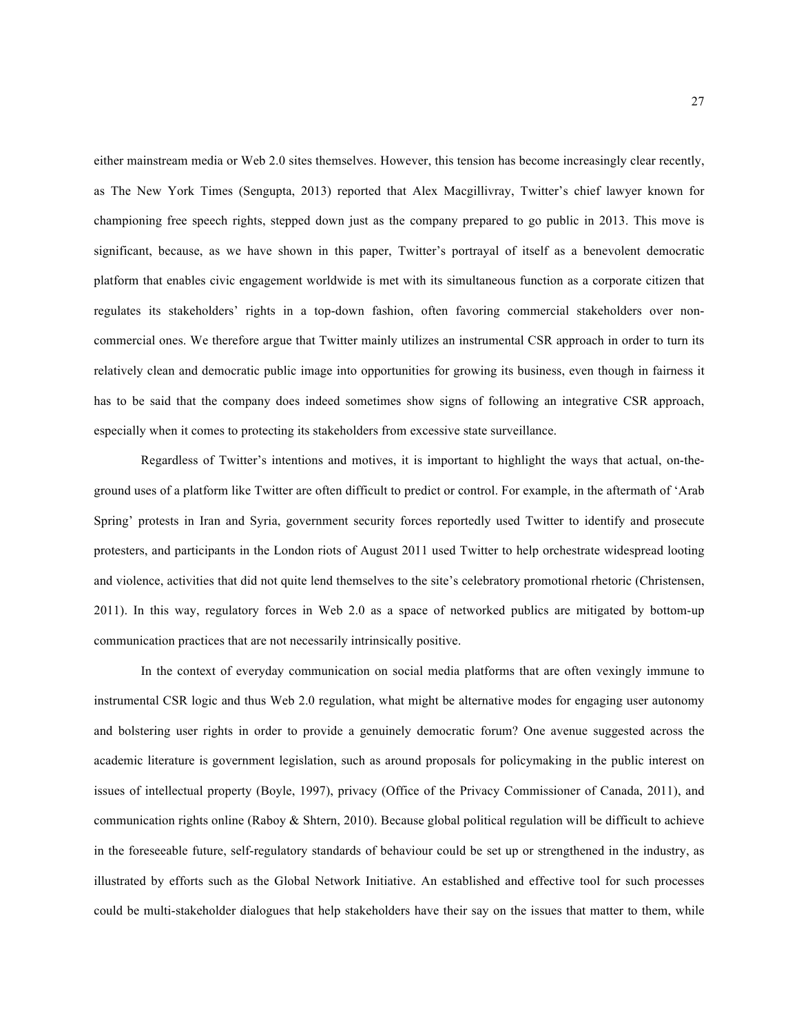either mainstream media or Web 2.0 sites themselves. However, this tension has become increasingly clear recently, as The New York Times (Sengupta, 2013) reported that Alex Macgillivray, Twitter's chief lawyer known for championing free speech rights, stepped down just as the company prepared to go public in 2013. This move is significant, because, as we have shown in this paper, Twitter's portrayal of itself as a benevolent democratic platform that enables civic engagement worldwide is met with its simultaneous function as a corporate citizen that regulates its stakeholders' rights in a top-down fashion, often favoring commercial stakeholders over non-commercial ones. We therefore argue that Twitter mainly utilizes an instrumental CSR approach in order to turn its relatively clean and democratic public image into opportunities for growing its business, even though in fairness it has to be said that the company does indeed sometimes show signs of following an integrative CSR approach, especially when it comes to protecting its stakeholders from excessive state surveillance.

Regardless of Twitter's intentions and motives, it is important to highlight the ways that actual, on-the-ground uses of a platform like Twitter are often difficult to predict or control. For example, in the aftermath of 'Arab Spring' protests in Iran and Syria, government security forces reportedly used Twitter to identify and prosecute protesters, and participants in the London riots of August 2011 used Twitter to help orchestrate widespread looting and violence, activities that did not quite lend themselves to the site's celebratory promotional rhetoric (Christensen, 2011). In this way, regulatory forces in Web 2.0 as a space of networked publics are mitigated by bottom-up communication practices that are not necessarily intrinsically positive.

In the context of everyday communication on social media platforms that are often vexingly immune to instrumental CSR logic and thus Web 2.0 regulation, what might be alternative modes for engaging user autonomy and bolstering user rights in order to provide a genuinely democratic forum? One avenue suggested across the academic literature is government legislation, such as around proposals for policymaking in the public interest on issues of intellectual property (Boyle, 1997), privacy (Office of the Privacy Commissioner of Canada, 2011), and communication rights online (Raboy & Shtern, 2010). Because global political regulation will be difficult to achieve in the foreseeable future, self-regulatory standards of behaviour could be set up or strengthened in the industry, as illustrated by efforts such as the Global Network Initiative. An established and effective tool for such processes could be multi-stakeholder dialogues that help stakeholders have their say on the issues that matter to them, while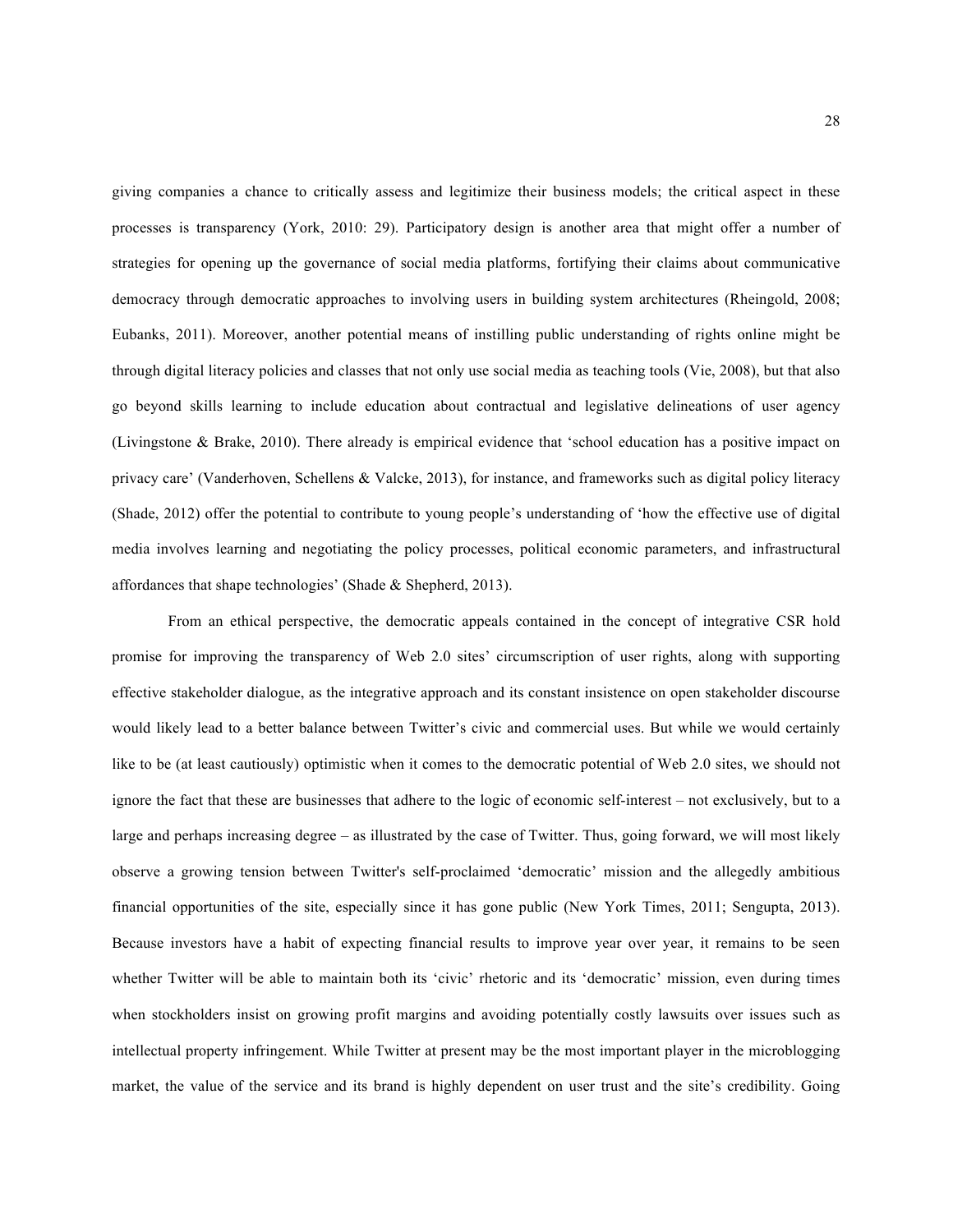giving companies a chance to critically assess and legitimize their business models; the critical aspect in these processes is transparency (York, 2010: 29). Participatory design is another area that might offer a number of strategies for opening up the governance of social media platforms, fortifying their claims about communicative democracy through democratic approaches to involving users in building system architectures (Rheingold, 2008; Eubanks, 2011). Moreover, another potential means of instilling public understanding of rights online might be through digital literacy policies and classes that not only use social media as teaching tools (Vie, 2008), but that also go beyond skills learning to include education about contractual and legislative delineations of user agency (Livingstone & Brake, 2010). There already is empirical evidence that 'school education has a positive impact on privacy care' (Vanderhoven, Schellens & Valcke, 2013), for instance, and frameworks such as digital policy literacy (Shade, 2012) offer the potential to contribute to young people's understanding of 'how the effective use of digital media involves learning and negotiating the policy processes, political economic parameters, and infrastructural affordances that shape technologies' (Shade & Shepherd, 2013).

From an ethical perspective, the democratic appeals contained in the concept of integrative CSR hold promise for improving the transparency of Web 2.0 sites' circumscription of user rights, along with supporting effective stakeholder dialogue, as the integrative approach and its constant insistence on open stakeholder discourse would likely lead to a better balance between Twitter's civic and commercial uses. But while we would certainly like to be (at least cautiously) optimistic when it comes to the democratic potential of Web 2.0 sites, we should not ignore the fact that these are businesses that adhere to the logic of economic self-interest – not exclusively, but to a large and perhaps increasing degree – as illustrated by the case of Twitter. Thus, going forward, we will most likely observe a growing tension between Twitter's self-proclaimed 'democratic' mission and the allegedly ambitious financial opportunities of the site, especially since it has gone public (New York Times, 2011; Sengupta, 2013). Because investors have a habit of expecting financial results to improve year over year, it remains to be seen whether Twitter will be able to maintain both its 'civic' rhetoric and its 'democratic' mission, even during times when stockholders insist on growing profit margins and avoiding potentially costly lawsuits over issues such as intellectual property infringement. While Twitter at present may be the most important player in the microblogging market, the value of the service and its brand is highly dependent on user trust and the site's credibility. Going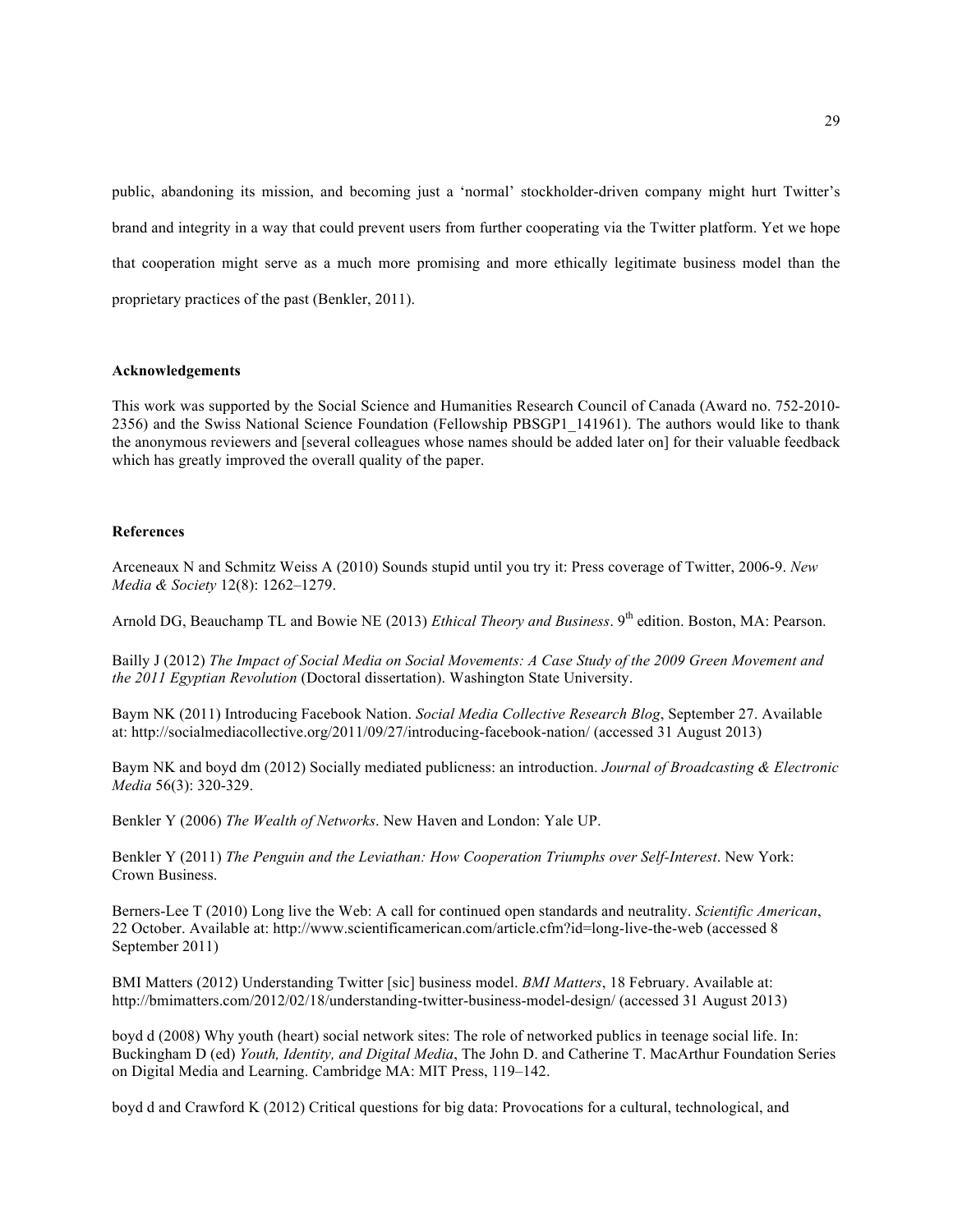public, abandoning its mission, and becoming just a 'normal' stockholder-driven company might hurt Twitter's brand and integrity in a way that could prevent users from further cooperating via the Twitter platform. Yet we hope that cooperation might serve as a much more promising and more ethically legitimate business model than the proprietary practices of the past (Benkler, 2011).

**Acknowledgements**

This work was supported by the Social Science and Humanities Research Council of Canada (Award no. 752-2010-2356) and the Swiss National Science Foundation (Fellowship PBSGP1_141961). The authors would like to thank the anonymous reviewers and [several colleagues whose names should be added later on] for their valuable feedback which has greatly improved the overall quality of the paper.

**References**

Arceneaux N and Schmitz Weiss A (2010) Sounds stupid until you try it: Press coverage of Twitter, 2006-9. *New Media & Society* 12(8): 1262–1279.

Arnold DG, Beauchamp TL and Bowie NE (2013) *Ethical Theory and Business*. 9th edition. Boston, MA: Pearson.

Bailly J (2012) *The Impact of Social Media on Social Movements: A Case Study of the 2009 Green Movement and the 2011 Egyptian Revolution* (Doctoral dissertation). Washington State University.

Baym NK (2011) Introducing Facebook Nation. *Social Media Collective Research Blog*, September 27. Available at: http://socialmediacollective.org/2011/09/27/introducing-facebook-nation/ (accessed 31 August 2013)

Baym NK and boyd dm (2012) Socially mediated publicness: an introduction. *Journal of Broadcasting & Electronic Media* 56(3): 320-329.

Benkler Y (2006) *The Wealth of Networks*. New Haven and London: Yale UP.

Benkler Y (2011) *The Penguin and the Leviathan: How Cooperation Triumphs over Self-Interest*. New York: Crown Business.

Berners-Lee T (2010) Long live the Web: A call for continued open standards and neutrality. *Scientific American*, 22 October. Available at: http://www.scientificamerican.com/article.cfm?id=long-live-the-web (accessed 8 September 2011)

BMI Matters (2012) Understanding Twitter [sic] business model. *BMI Matters*, 18 February. Available at: http://bmimatters.com/2012/02/18/understanding-twitter-business-model-design/ (accessed 31 August 2013)

boyd d (2008) Why youth (heart) social network sites: The role of networked publics in teenage social life. In: Buckingham D (ed) *Youth, Identity, and Digital Media*, The John D. and Catherine T. MacArthur Foundation Series on Digital Media and Learning. Cambridge MA: MIT Press, 119–142.

boyd d and Crawford K (2012) Critical questions for big data: Provocations for a cultural, technological, and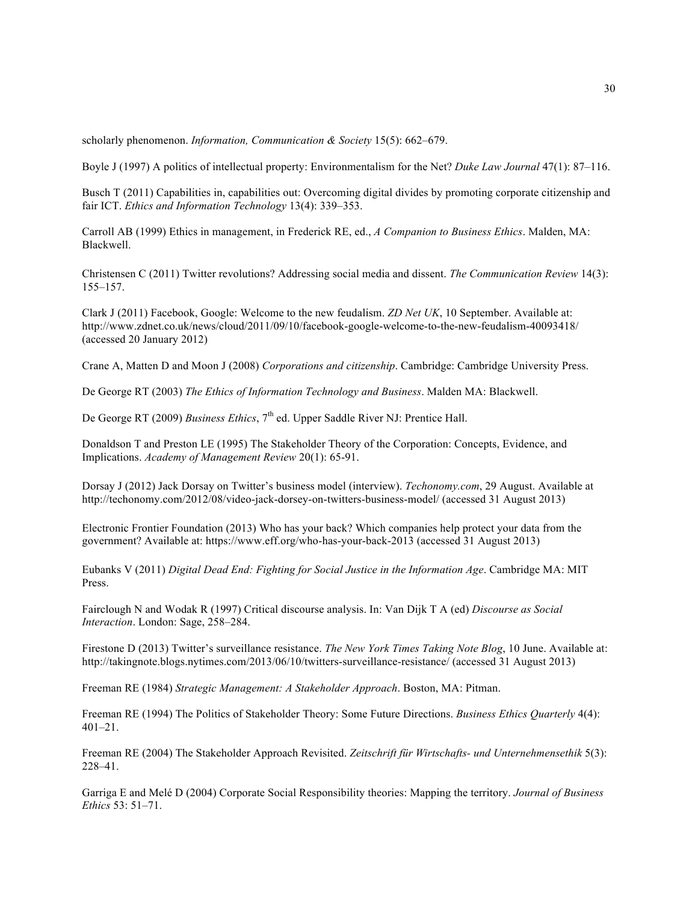scholarly phenomenon. *Information, Communication & Society* 15(5): 662–679.

Boyle J (1997) A politics of intellectual property: Environmentalism for the Net? *Duke Law Journal* 47(1): 87–116.

Busch T (2011) Capabilities in, capabilities out: Overcoming digital divides by promoting corporate citizenship and fair ICT. *Ethics and Information Technology* 13(4): 339–353.

Carroll AB (1999) Ethics in management, in Frederick RE, ed., *A Companion to Business Ethics*. Malden, MA: Blackwell.

Christensen C (2011) Twitter revolutions? Addressing social media and dissent. *The Communication Review* 14(3): 155–157.

Clark J (2011) Facebook, Google: Welcome to the new feudalism. *ZD Net UK*, 10 September. Available at: http://www.zdnet.co.uk/news/cloud/2011/09/10/facebook-google-welcome-to-the-new-feudalism-40093418/ (accessed 20 January 2012)

Crane A, Matten D and Moon J (2008) *Corporations and citizenship*. Cambridge: Cambridge University Press.

De George RT (2003) *The Ethics of Information Technology and Business*. Malden MA: Blackwell.

De George RT (2009) *Business Ethics*, 7th ed. Upper Saddle River NJ: Prentice Hall.

Donaldson T and Preston LE (1995) The Stakeholder Theory of the Corporation: Concepts, Evidence, and Implications. *Academy of Management Review* 20(1): 65-91.

Dorsay J (2012) Jack Dorsay on Twitter's business model (interview). *Techonomy.com*, 29 August. Available at http://techonomy.com/2012/08/video-jack-dorsey-on-twitters-business-model/ (accessed 31 August 2013)

Electronic Frontier Foundation (2013) Who has your back? Which companies help protect your data from the government? Available at: https://www.eff.org/who-has-your-back-2013 (accessed 31 August 2013)

Eubanks V (2011) *Digital Dead End: Fighting for Social Justice in the Information Age*. Cambridge MA: MIT Press.

Fairclough N and Wodak R (1997) Critical discourse analysis. In: Van Dijk T A (ed) *Discourse as Social Interaction*. London: Sage, 258–284.

Firestone D (2013) Twitter's surveillance resistance. *The New York Times Taking Note Blog*, 10 June. Available at: http://takingnote.blogs.nytimes.com/2013/06/10/twitters-surveillance-resistance/ (accessed 31 August 2013)

Freeman RE (1984) *Strategic Management: A Stakeholder Approach*. Boston, MA: Pitman.

Freeman RE (1994) The Politics of Stakeholder Theory: Some Future Directions. *Business Ethics Quarterly* 4(4): 401–21.

Freeman RE (2004) The Stakeholder Approach Revisited. *Zeitschrift für Wirtschafts- und Unternehmensethik* 5(3): 228–41.

Garriga E and Melé D (2004) Corporate Social Responsibility theories: Mapping the territory. *Journal of Business Ethics* 53: 51–71.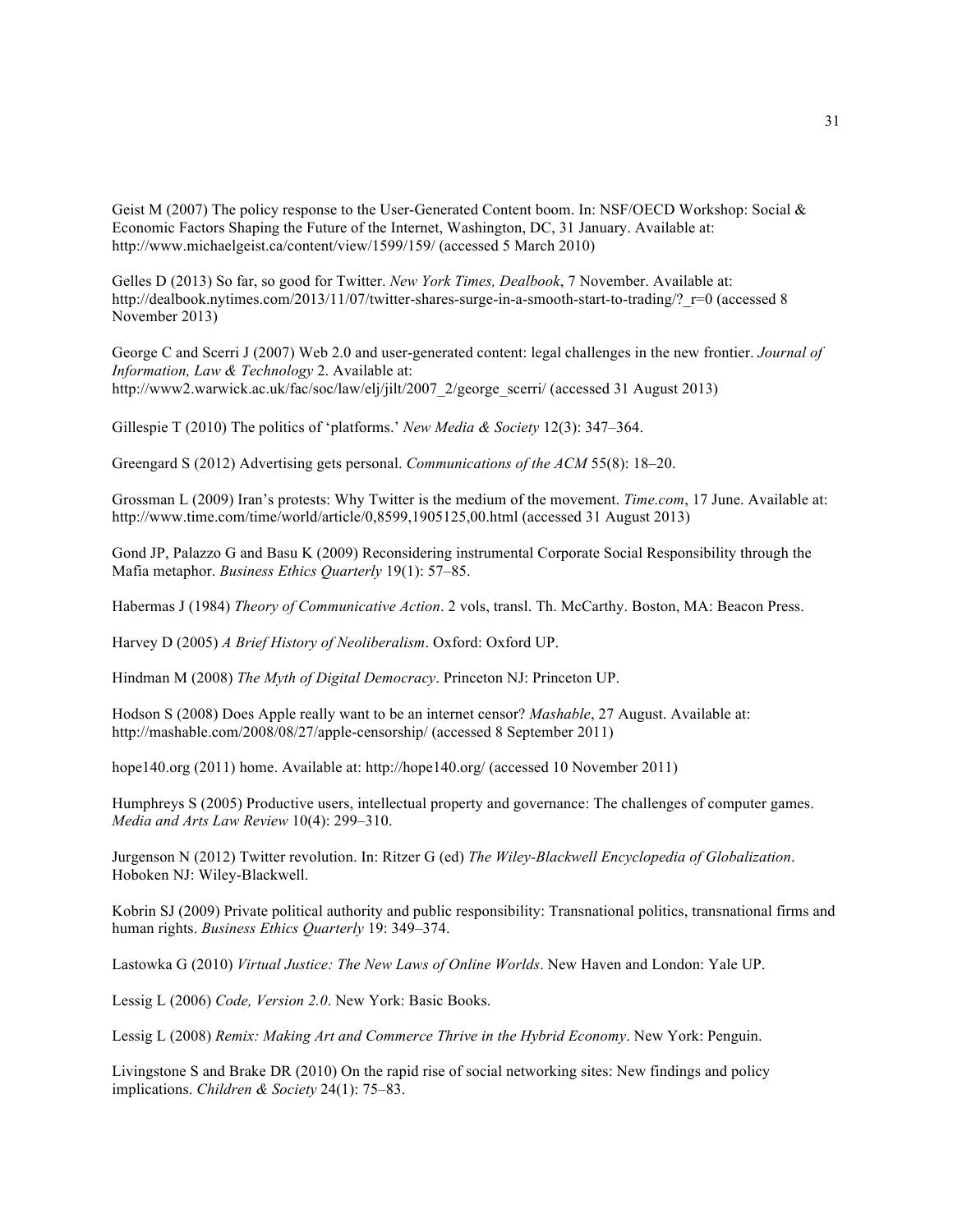Geist M (2007) The policy response to the User-Generated Content boom. In: NSF/OECD Workshop: Social & Economic Factors Shaping the Future of the Internet, Washington, DC, 31 January. Available at: http://www.michaelgeist.ca/content/view/1599/159/ (accessed 5 March 2010)

Gelles D (2013) So far, so good for Twitter. *New York Times, Dealbook*, 7 November. Available at: http://dealbook.nytimes.com/2013/11/07/twitter-shares-surge-in-a-smooth-start-to-trading/?_r=0 (accessed 8 November 2013)

George C and Scerri J (2007) Web 2.0 and user-generated content: legal challenges in the new frontier. *Journal of Information, Law & Technology* 2. Available at: http://www2.warwick.ac.uk/fac/soc/law/elj/jilt/2007_2/george_scerri/ (accessed 31 August 2013)

Gillespie T (2010) The politics of 'platforms.' *New Media & Society* 12(3): 347–364.

Greengard S (2012) Advertising gets personal. *Communications of the ACM* 55(8): 18–20.

Grossman L (2009) Iran's protests: Why Twitter is the medium of the movement. *Time.com*, 17 June. Available at: http://www.time.com/time/world/article/0,8599,1905125,00.html (accessed 31 August 2013)

Gond JP, Palazzo G and Basu K (2009) Reconsidering instrumental Corporate Social Responsibility through the Mafia metaphor. *Business Ethics Quarterly* 19(1): 57–85.

Habermas J (1984) *Theory of Communicative Action*. 2 vols, transl. Th. McCarthy. Boston, MA: Beacon Press.

Harvey D (2005) *A Brief History of Neoliberalism*. Oxford: Oxford UP.

Hindman M (2008) *The Myth of Digital Democracy*. Princeton NJ: Princeton UP.

Hodson S (2008) Does Apple really want to be an internet censor? *Mashable*, 27 August. Available at: http://mashable.com/2008/08/27/apple-censorship/ (accessed 8 September 2011)

hope140.org (2011) home. Available at: http://hope140.org/ (accessed 10 November 2011)

Humphreys S (2005) Productive users, intellectual property and governance: The challenges of computer games. *Media and Arts Law Review* 10(4): 299–310.

Jurgenson N (2012) Twitter revolution. In: Ritzer G (ed) *The Wiley-Blackwell Encyclopedia of Globalization*. Hoboken NJ: Wiley-Blackwell.

Kobrin SJ (2009) Private political authority and public responsibility: Transnational politics, transnational firms and human rights. *Business Ethics Quarterly* 19: 349–374.

Lastowka G (2010) *Virtual Justice: The New Laws of Online Worlds*. New Haven and London: Yale UP.

Lessig L (2006) *Code, Version 2.0*. New York: Basic Books.

Lessig L (2008) *Remix: Making Art and Commerce Thrive in the Hybrid Economy*. New York: Penguin.

Livingstone S and Brake DR (2010) On the rapid rise of social networking sites: New findings and policy implications. *Children & Society* 24(1): 75–83.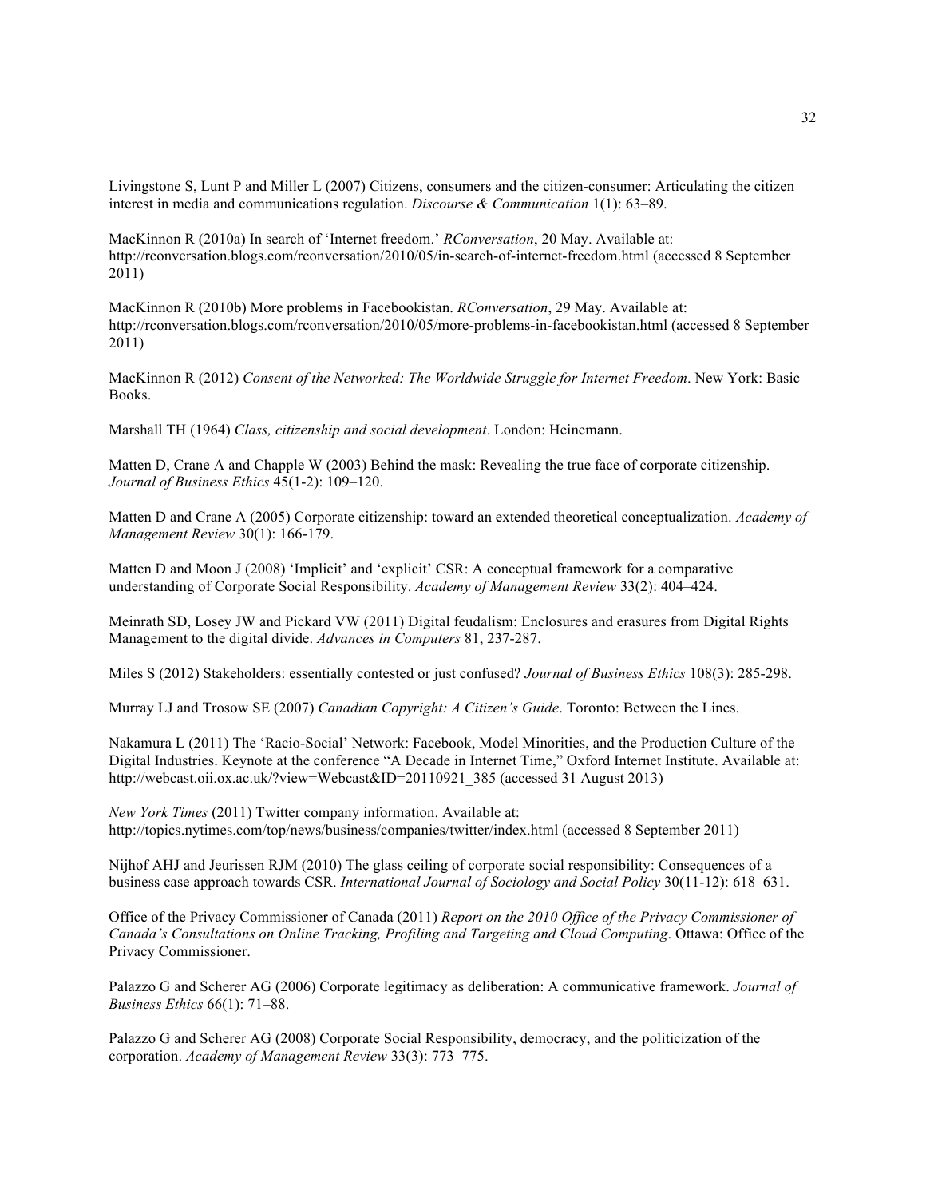Livingstone S, Lunt P and Miller L (2007) Citizens, consumers and the citizen-consumer: Articulating the citizen interest in media and communications regulation. *Discourse & Communication* 1(1): 63–89.

MacKinnon R (2010a) In search of 'Internet freedom.' *RConversation*, 20 May. Available at: http://rconversation.blogs.com/rconversation/2010/05/in-search-of-internet-freedom.html (accessed 8 September 2011)

MacKinnon R (2010b) More problems in Facebookistan. *RConversation*, 29 May. Available at: http://rconversation.blogs.com/rconversation/2010/05/more-problems-in-facebookistan.html (accessed 8 September 2011)

MacKinnon R (2012) *Consent of the Networked: The Worldwide Struggle for Internet Freedom*. New York: Basic Books.

Marshall TH (1964) *Class, citizenship and social development*. London: Heinemann.

Matten D, Crane A and Chapple W (2003) Behind the mask: Revealing the true face of corporate citizenship. *Journal of Business Ethics* 45(1-2): 109–120.

Matten D and Crane A (2005) Corporate citizenship: toward an extended theoretical conceptualization. *Academy of Management Review* 30(1): 166-179.

Matten D and Moon J (2008) 'Implicit' and 'explicit' CSR: A conceptual framework for a comparative understanding of Corporate Social Responsibility. *Academy of Management Review* 33(2): 404–424.

Meinrath SD, Losey JW and Pickard VW (2011) Digital feudalism: Enclosures and erasures from Digital Rights Management to the digital divide. *Advances in Computers* 81, 237-287.

Miles S (2012) Stakeholders: essentially contested or just confused? *Journal of Business Ethics* 108(3): 285-298.

Murray LJ and Trosow SE (2007) *Canadian Copyright: A Citizen's Guide*. Toronto: Between the Lines.

Nakamura L (2011) The 'Racio-Social' Network: Facebook, Model Minorities, and the Production Culture of the Digital Industries. Keynote at the conference "A Decade in Internet Time," Oxford Internet Institute. Available at: http://webcast.oii.ox.ac.uk/?view=Webcast&ID=20110921_385 (accessed 31 August 2013)

*New York Times* (2011) Twitter company information. Available at: http://topics.nytimes.com/top/news/business/companies/twitter/index.html (accessed 8 September 2011)

Nijhof AHJ and Jeurissen RJM (2010) The glass ceiling of corporate social responsibility: Consequences of a business case approach towards CSR. *International Journal of Sociology and Social Policy* 30(11-12): 618–631.

Office of the Privacy Commissioner of Canada (2011) *Report on the 2010 Office of the Privacy Commissioner of Canada's Consultations on Online Tracking, Profiling and Targeting and Cloud Computing*. Ottawa: Office of the Privacy Commissioner.

Palazzo G and Scherer AG (2006) Corporate legitimacy as deliberation: A communicative framework. *Journal of Business Ethics* 66(1): 71–88.

Palazzo G and Scherer AG (2008) Corporate Social Responsibility, democracy, and the politicization of the corporation. *Academy of Management Review* 33(3): 773–775.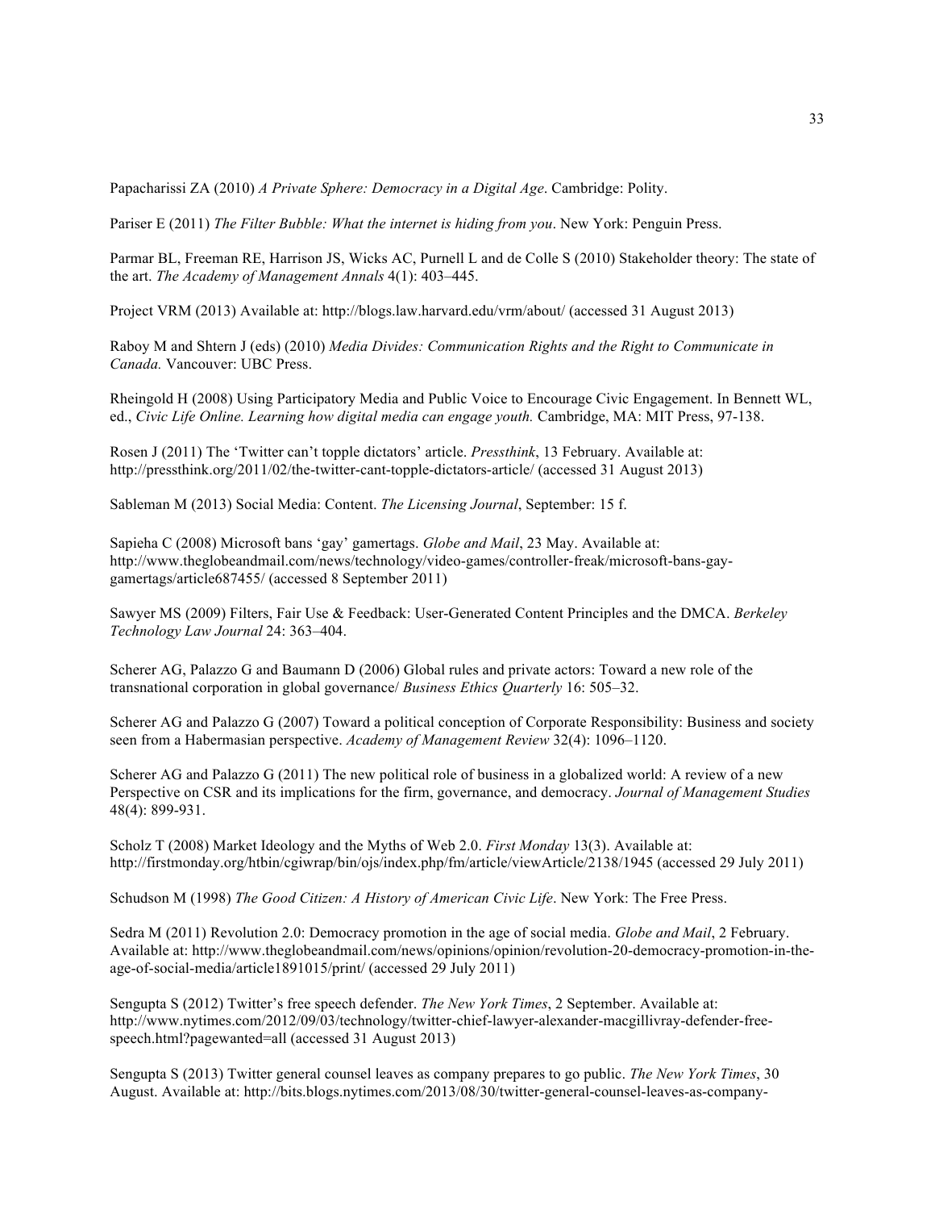Papacharissi ZA (2010) *A Private Sphere: Democracy in a Digital Age*. Cambridge: Polity.

Pariser E (2011) *The Filter Bubble: What the internet is hiding from you*. New York: Penguin Press.

Parmar BL, Freeman RE, Harrison JS, Wicks AC, Purnell L and de Colle S (2010) Stakeholder theory: The state of the art. *The Academy of Management Annals* 4(1): 403–445.

Project VRM (2013) Available at: http://blogs.law.harvard.edu/vrm/about/ (accessed 31 August 2013)

Raboy M and Shtern J (eds) (2010) *Media Divides: Communication Rights and the Right to Communicate in Canada.* Vancouver: UBC Press.

Rheingold H (2008) Using Participatory Media and Public Voice to Encourage Civic Engagement. In Bennett WL, ed., *Civic Life Online. Learning how digital media can engage youth.* Cambridge, MA: MIT Press, 97-138.

Rosen J (2011) The 'Twitter can't topple dictators' article. *Pressthink*, 13 February. Available at: http://pressthink.org/2011/02/the-twitter-cant-topple-dictators-article/ (accessed 31 August 2013)

Sableman M (2013) Social Media: Content. *The Licensing Journal*, September: 15 f.

Sapieha C (2008) Microsoft bans 'gay' gamertags. *Globe and Mail*, 23 May. Available at: http://www.theglobeandmail.com/news/technology/video-games/controller-freak/microsoft-bans-gay-gamertags/article687455/ (accessed 8 September 2011)

Sawyer MS (2009) Filters, Fair Use & Feedback: User-Generated Content Principles and the DMCA. *Berkeley Technology Law Journal* 24: 363–404.

Scherer AG, Palazzo G and Baumann D (2006) Global rules and private actors: Toward a new role of the transnational corporation in global governance/ *Business Ethics Quarterly* 16: 505–32.

Scherer AG and Palazzo G (2007) Toward a political conception of Corporate Responsibility: Business and society seen from a Habermasian perspective. *Academy of Management Review* 32(4): 1096–1120.

Scherer AG and Palazzo G (2011) The new political role of business in a globalized world: A review of a new Perspective on CSR and its implications for the firm, governance, and democracy. *Journal of Management Studies* 48(4): 899-931.

Scholz T (2008) Market Ideology and the Myths of Web 2.0. *First Monday* 13(3). Available at: http://firstmonday.org/htbin/cgiwrap/bin/ojs/index.php/fm/article/viewArticle/2138/1945 (accessed 29 July 2011)

Schudson M (1998) *The Good Citizen: A History of American Civic Life*. New York: The Free Press.

Sedra M (2011) Revolution 2.0: Democracy promotion in the age of social media. *Globe and Mail*, 2 February. Available at: http://www.theglobeandmail.com/news/opinions/opinion/revolution-20-democracy-promotion-in-the-age-of-social-media/article1891015/print/ (accessed 29 July 2011)

Sengupta S (2012) Twitter's free speech defender. *The New York Times*, 2 September. Available at: http://www.nytimes.com/2012/09/03/technology/twitter-chief-lawyer-alexander-macgillivray-defender-free-speech.html?pagewanted=all (accessed 31 August 2013)

Sengupta S (2013) Twitter general counsel leaves as company prepares to go public. *The New York Times*, 30 August. Available at: http://bits.blogs.nytimes.com/2013/08/30/twitter-general-counsel-leaves-as-company-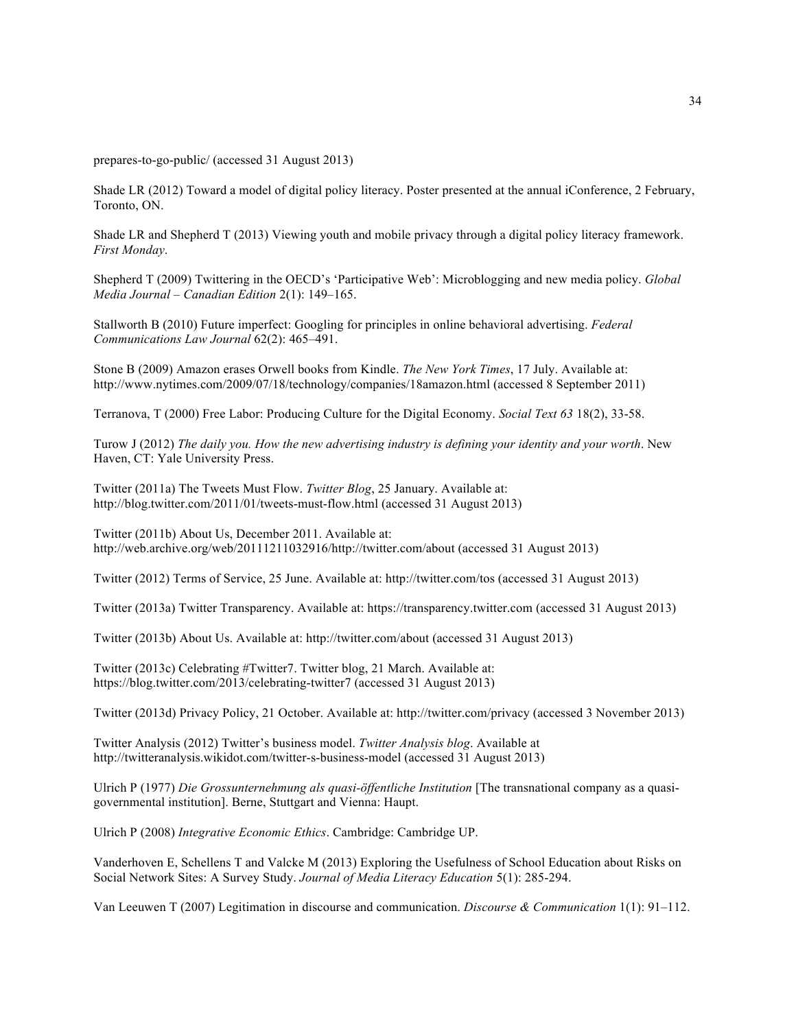prepares-to-go-public/ (accessed 31 August 2013)

Shade LR (2012) Toward a model of digital policy literacy. Poster presented at the annual iConference, 2 February, Toronto, ON.

Shade LR and Shepherd T (2013) Viewing youth and mobile privacy through a digital policy literacy framework. *First Monday*.

Shepherd T (2009) Twittering in the OECD's 'Participative Web': Microblogging and new media policy. *Global Media Journal – Canadian Edition* 2(1): 149–165.

Stallworth B (2010) Future imperfect: Googling for principles in online behavioral advertising. *Federal Communications Law Journal* 62(2): 465–491.

Stone B (2009) Amazon erases Orwell books from Kindle. *The New York Times*, 17 July. Available at: http://www.nytimes.com/2009/07/18/technology/companies/18amazon.html (accessed 8 September 2011)

Terranova, T (2000) Free Labor: Producing Culture for the Digital Economy. *Social Text 63* 18(2), 33-58.

Turow J (2012) *The daily you. How the new advertising industry is defining your identity and your worth*. New Haven, CT: Yale University Press.

Twitter (2011a) The Tweets Must Flow. *Twitter Blog*, 25 January. Available at: http://blog.twitter.com/2011/01/tweets-must-flow.html (accessed 31 August 2013)

Twitter (2011b) About Us, December 2011. Available at: http://web.archive.org/web/20111211032916/http://twitter.com/about (accessed 31 August 2013)

Twitter (2012) Terms of Service, 25 June. Available at: http://twitter.com/tos (accessed 31 August 2013)

Twitter (2013a) Twitter Transparency. Available at: https://transparency.twitter.com (accessed 31 August 2013)

Twitter (2013b) About Us. Available at: http://twitter.com/about (accessed 31 August 2013)

Twitter (2013c) Celebrating #Twitter7. Twitter blog, 21 March. Available at: https://blog.twitter.com/2013/celebrating-twitter7 (accessed 31 August 2013)

Twitter (2013d) Privacy Policy, 21 October. Available at: http://twitter.com/privacy (accessed 3 November 2013)

Twitter Analysis (2012) Twitter's business model. *Twitter Analysis blog*. Available at http://twitteranalysis.wikidot.com/twitter-s-business-model (accessed 31 August 2013)

Ulrich P (1977) *Die Grossunternehmung als quasi-öffentliche Institution* [The transnational company as a quasi-governmental institution]. Berne, Stuttgart and Vienna: Haupt.

Ulrich P (2008) *Integrative Economic Ethics*. Cambridge: Cambridge UP.

Vanderhoven E, Schellens T and Valcke M (2013) Exploring the Usefulness of School Education about Risks on Social Network Sites: A Survey Study. *Journal of Media Literacy Education* 5(1): 285-294.

Van Leeuwen T (2007) Legitimation in discourse and communication. *Discourse & Communication* 1(1): 91–112.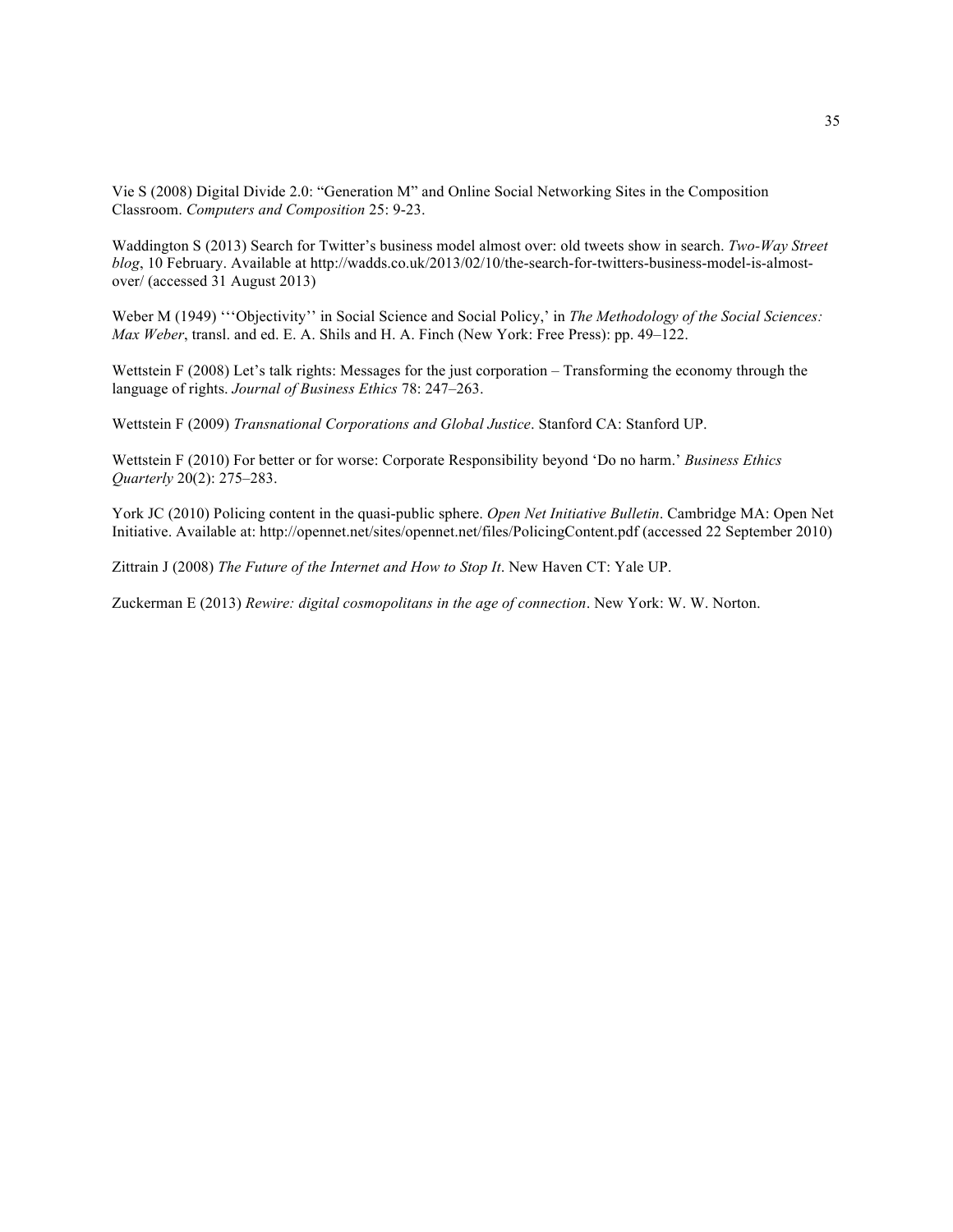Vie S (2008) Digital Divide 2.0: "Generation M" and Online Social Networking Sites in the Composition Classroom. *Computers and Composition* 25: 9-23.

Waddington S (2013) Search for Twitter's business model almost over: old tweets show in search. *Two-Way Street blog*, 10 February. Available at http://wadds.co.uk/2013/02/10/the-search-for-twitters-business-model-is-almost-over/ (accessed 31 August 2013)

Weber M (1949) '''Objectivity'' in Social Science and Social Policy,' in *The Methodology of the Social Sciences: Max Weber*, transl. and ed. E. A. Shils and H. A. Finch (New York: Free Press): pp. 49–122.

Wettstein F (2008) Let's talk rights: Messages for the just corporation – Transforming the economy through the language of rights. *Journal of Business Ethics* 78: 247–263.

Wettstein F (2009) *Transnational Corporations and Global Justice*. Stanford CA: Stanford UP.

Wettstein F (2010) For better or for worse: Corporate Responsibility beyond 'Do no harm.' *Business Ethics Quarterly* 20(2): 275–283.

York JC (2010) Policing content in the quasi-public sphere. *Open Net Initiative Bulletin*. Cambridge MA: Open Net Initiative. Available at: http://opennet.net/sites/opennet.net/files/PolicingContent.pdf (accessed 22 September 2010)

Zittrain J (2008) *The Future of the Internet and How to Stop It*. New Haven CT: Yale UP.

Zuckerman E (2013) *Rewire: digital cosmopolitans in the age of connection*. New York: W. W. Norton.